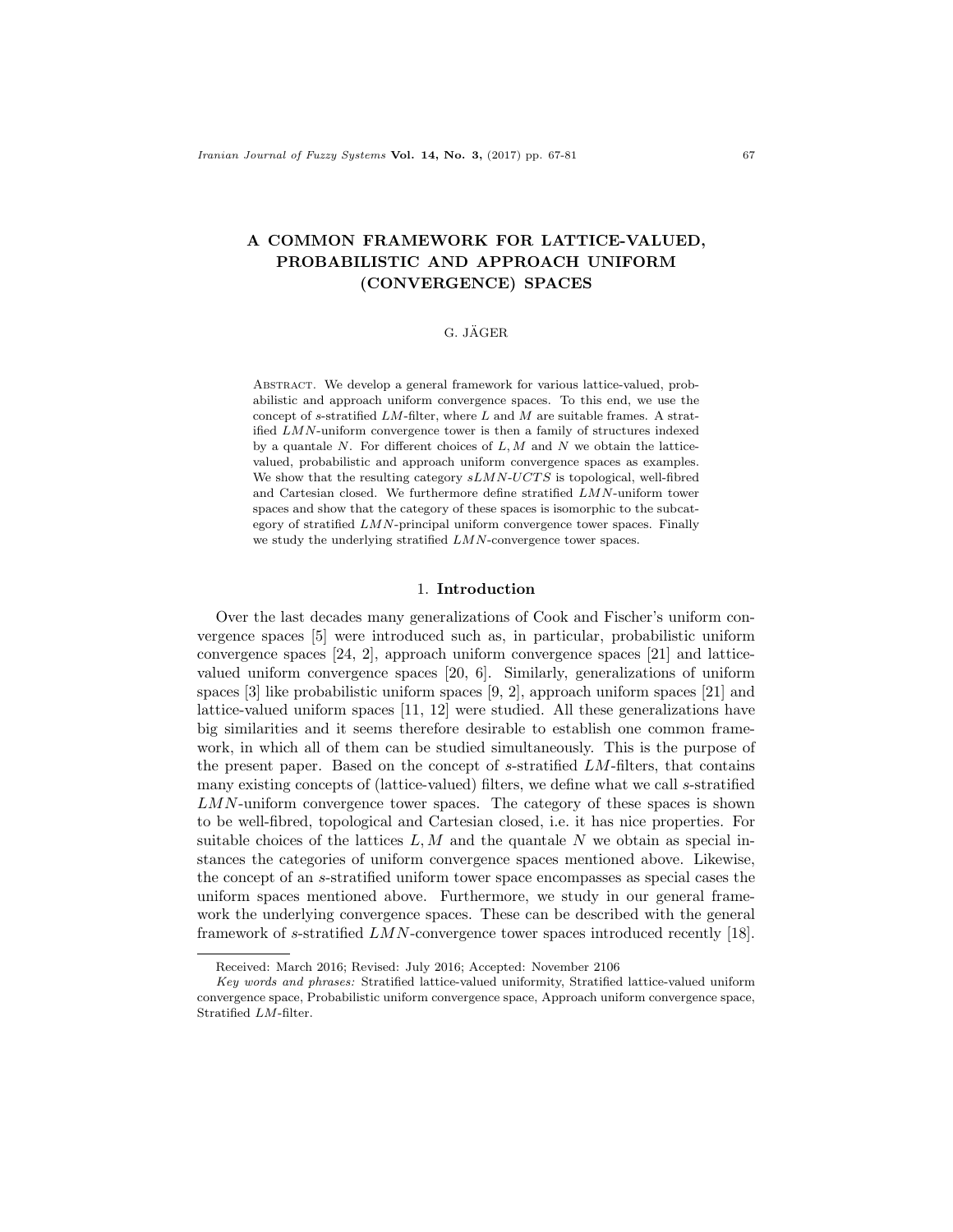# A COMMON FRAMEWORK FOR LATTICE-VALUED, PROBABILISTIC AND APPROACH UNIFORM (CONVERGENCE) SPACES

G. JÄGER

Abstract. We develop a general framework for various lattice-valued, probabilistic and approach uniform convergence spaces. To this end, we use the concept of $s$-stratified $LM$-filter, where $L$ and $M$ are suitable frames. A stratified $LMN$-uniform convergence tower is then a family of structures indexed by a quantale $N$. For different choices of $L, M$ and $N$ we obtain the lattice-valued, probabilistic and approach uniform convergence spaces as examples. We show that the resulting category $sLMN$-$UCTS$ is topological, well-fibred and Cartesian closed. We furthermore define stratified $LMN$-uniform tower spaces and show that the category of these spaces is isomorphic to the subcategory of stratified $LMN$-principal uniform convergence tower spaces. Finally we study the underlying stratified $LMN$-convergence tower spaces.

## 1. Introduction

Over the last decades many generalizations of Cook and Fischer's uniform convergence spaces [5] were introduced such as, in particular, probabilistic uniform convergence spaces [24, 2], approach uniform convergence spaces [21] and lattice-valued uniform convergence spaces [20, 6]. Similarly, generalizations of uniform spaces [3] like probabilistic uniform spaces [9, 2], approach uniform spaces [21] and lattice-valued uniform spaces [11, 12] were studied. All these generalizations have big similarities and it seems therefore desirable to establish one common framework, in which all of them can be studied simultaneously. This is the purpose of the present paper. Based on the concept of $s$-stratified $LM$-filters, that contains many existing concepts of (lattice-valued) filters, we define what we call $s$-stratified $LMN$-uniform convergence tower spaces. The category of these spaces is shown to be well-fibred, topological and Cartesian closed, i.e. it has nice properties. For suitable choices of the lattices $L, M$ and the quantale $N$ we obtain as special instances the categories of uniform convergence spaces mentioned above. Likewise, the concept of an $s$-stratified uniform tower space encompasses as special cases the uniform spaces mentioned above. Furthermore, we study in our general framework the underlying convergence spaces. These can be described with the general framework of $s$-stratified $LMN$-convergence tower spaces introduced recently [18].

---

Received: March 2016; Revised: July 2016; Accepted: November 2106

*Key words and phrases:* Stratified lattice-valued uniformity, Stratified lattice-valued uniform convergence space, Probabilistic uniform convergence space, Approach uniform convergence space, Stratified $LM$-filter.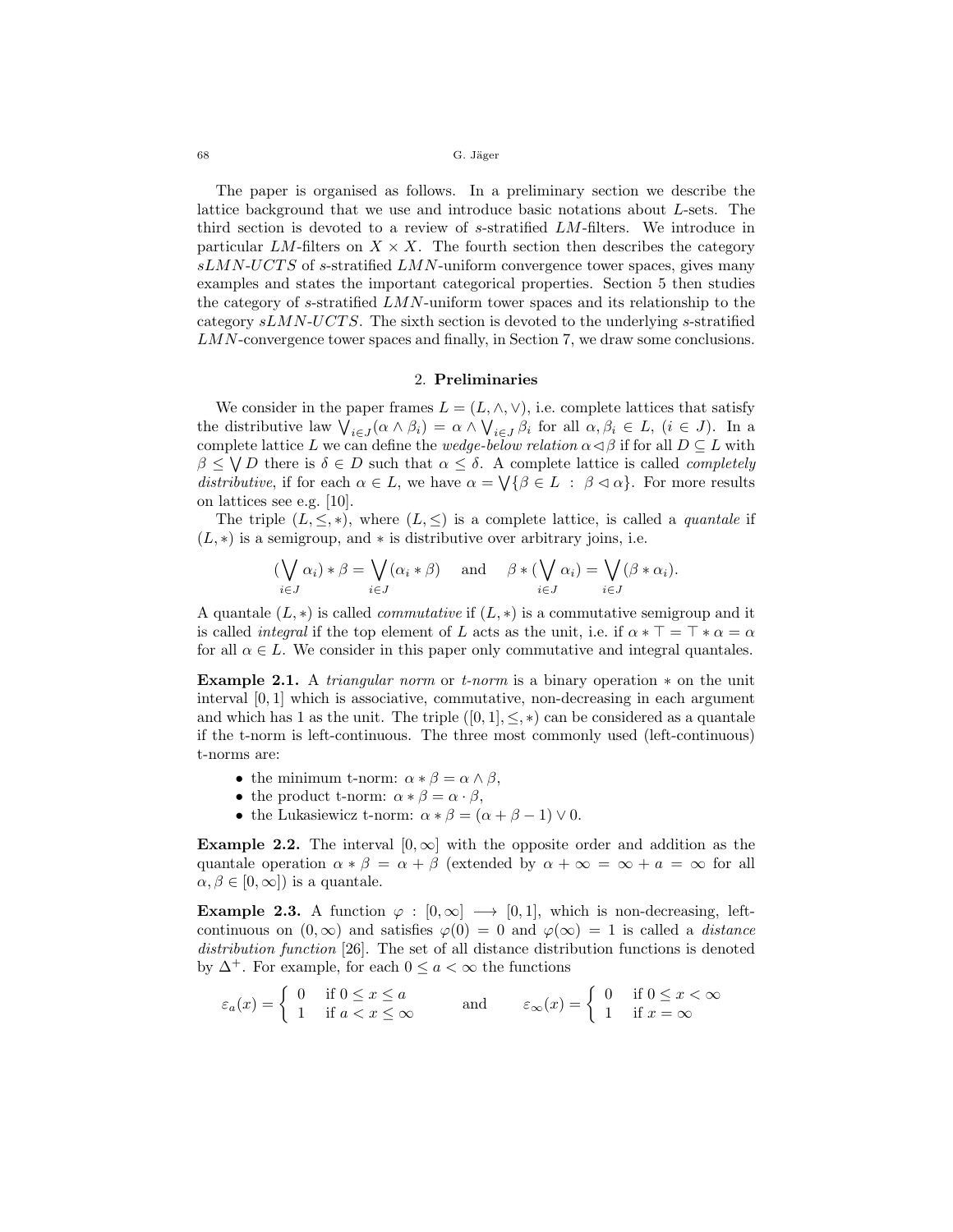The paper is organised as follows. In a preliminary section we describe the lattice background that we use and introduce basic notations about $L$-sets. The third section is devoted to a review of $s$-stratified $LM$-filters. We introduce in particular $LM$-filters on $X \times X$. The fourth section then describes the category $sLMN$-$UCTS$ of $s$-stratified $LMN$-uniform convergence tower spaces, gives many examples and states the important categorical properties. Section 5 then studies the category of $s$-stratified $LMN$-uniform tower spaces and its relationship to the category $sLMN$-$UCTS$. The sixth section is devoted to the underlying $s$-stratified $LMN$-convergence tower spaces and finally, in Section 7, we draw some conclusions.

## 2. Preliminaries

We consider in the paper frames $L = (L, \wedge, \vee)$, i.e. complete lattices that satisfy the distributive law $\bigvee_{i \in J}(\alpha \wedge \beta_i) = \alpha \wedge \bigvee_{i \in J} \beta_i$ for all $\alpha, \beta_i \in L$, $(i \in J)$. In a complete lattice $L$ we can define the *wedge-below relation* $\alpha \lhd \beta$ if for all $D \subseteq L$ with $\beta \leq \bigvee D$ there is $\delta \in D$ such that $\alpha \leq \delta$. A complete lattice is called *completely distributive*, if for each $\alpha \in L$, we have $\alpha = \bigvee\{\beta \in L \ : \ \beta \lhd \alpha\}$. For more results on lattices see e.g. [10].

The triple $(L, \leq, *)$, where $(L, \leq)$ is a complete lattice, is called a *quantale* if $(L, *)$ is a semigroup, and $*$ is distributive over arbitrary joins, i.e.

$$(\bigvee_{i \in J} \alpha_i) * \beta = \bigvee_{i \in J} (\alpha_i * \beta) \quad \text{and} \quad \beta * (\bigvee_{i \in J} \alpha_i) = \bigvee_{i \in J} (\beta * \alpha_i).$$

A quantale $(L, *)$ is called *commutative* if $(L, *)$ is a commutative semigroup and it is called *integral* if the top element of $L$ acts as the unit, i.e. if $\alpha * \top = \top * \alpha = \alpha$ for all $\alpha \in L$. We consider in this paper only commutative and integral quantales.

**Example 2.1.** A *triangular norm* or *t-norm* is a binary operation $*$ on the unit interval $[0, 1]$ which is associative, commutative, non-decreasing in each argument and which has 1 as the unit. The triple $([0, 1], \leq, *)$ can be considered as a quantale if the t-norm is left-continuous. The three most commonly used (left-continuous) t-norms are:

- the minimum t-norm: $\alpha * \beta = \alpha \wedge \beta$,
- the product t-norm: $\alpha * \beta = \alpha \cdot \beta$,
- the Lukasiewicz t-norm: $\alpha * \beta = (\alpha + \beta - 1) \vee 0$.

**Example 2.2.** The interval $[0, \infty]$ with the opposite order and addition as the quantale operation $\alpha * \beta = \alpha + \beta$ (extended by $\alpha + \infty = \infty + a = \infty$ for all $\alpha, \beta \in [0, \infty]$) is a quantale.

**Example 2.3.** A function $\varphi : [0, \infty] \longrightarrow [0, 1]$, which is non-decreasing, left-continuous on $(0, \infty)$ and satisfies $\varphi(0) = 0$ and $\varphi(\infty) = 1$ is called a *distance distribution function* [26]. The set of all distance distribution functions is denoted by $\Delta^+$. For example, for each $0 \leq a < \infty$ the functions

$$\varepsilon_a(x) = \begin{cases} 0 & \text{if } 0 \leq x \leq a \\ 1 & \text{if } a < x \leq \infty \end{cases} \qquad \text{and} \qquad \varepsilon_\infty(x) = \begin{cases} 0 & \text{if } 0 \leq x < \infty \\ 1 & \text{if } x = \infty \end{cases}$$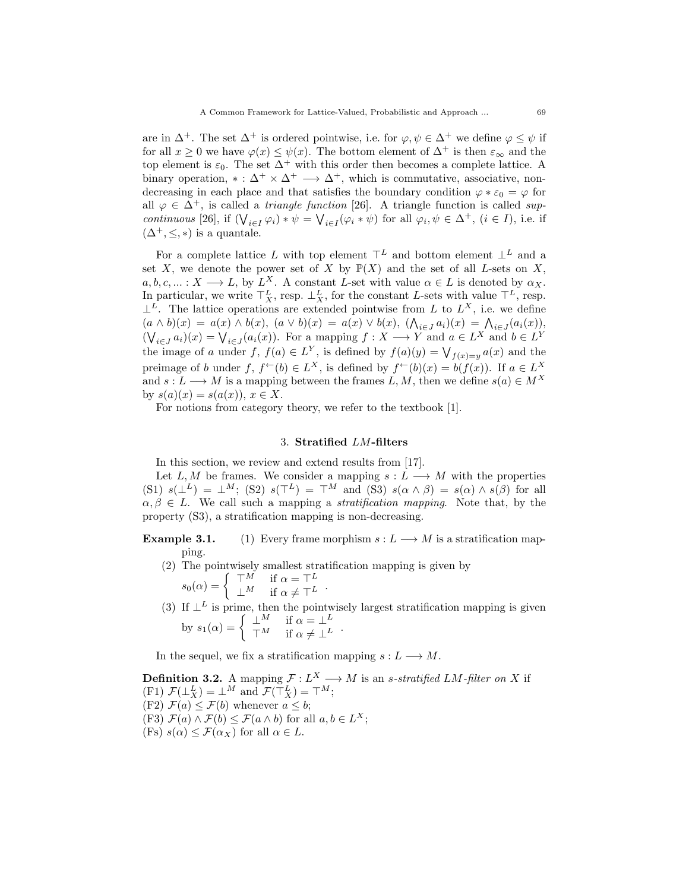are in $\Delta^+$. The set $\Delta^+$ is ordered pointwise, i.e. for $\varphi, \psi \in \Delta^+$ we define $\varphi \le \psi$ if for all $x \ge 0$ we have $\varphi(x) \le \psi(x)$. The bottom element of $\Delta^+$ is then $\varepsilon_\infty$ and the top element is $\varepsilon_0$. The set $\Delta^+$ with this order then becomes a complete lattice. A binary operation, $* : \Delta^+ \times \Delta^+ \longrightarrow \Delta^+$, which is commutative, associative, non-decreasing in each place and that satisfies the boundary condition $\varphi * \varepsilon_0 = \varphi$ for all $\varphi \in \Delta^+$, is called a *triangle function* [26]. A triangle function is called *sup-continuous* [26], if $(\bigvee_{i\in I} \varphi_i) * \psi = \bigvee_{i\in I}(\varphi_i * \psi)$ for all $\varphi_i, \psi \in \Delta^+$, $(i \in I)$, i.e. if $(\Delta^+, \le, *)$ is a quantale.

For a complete lattice $L$ with top element $\top^L$ and bottom element $\bot^L$ and a set $X$, we denote the power set of $X$ by $\mathbb{P}(X)$ and the set of all $L$-sets on $X$, $a, b, c, ... : X \longrightarrow L$, by $L^X$. A constant $L$-set with value $\alpha \in L$ is denoted by $\alpha_X$. In particular, we write $\top^L_X$, resp. $\bot^L_X$, for the constant $L$-sets with value $\top^L$, resp. $\bot^L$. The lattice operations are extended pointwise from $L$ to $L^X$, i.e. we define $(a \wedge b)(x) = a(x) \wedge b(x)$, $(a \vee b)(x) = a(x) \vee b(x)$, $(\bigwedge_{i\in J} a_i)(x) = \bigwedge_{i\in J}(a_i(x))$, $(\bigvee_{i\in J} a_i)(x) = \bigvee_{i\in J}(a_i(x))$. For a mapping $f : X \longrightarrow Y$ and $a \in L^X$ and $b \in L^Y$ the image of $a$ under $f$, $f(a) \in L^Y$, is defined by $f(a)(y) = \bigvee_{f(x)=y} a(x)$ and the preimage of $b$ under $f$, $f^{\leftarrow}(b) \in L^X$, is defined by $f^{\leftarrow}(b)(x) = b(f(x))$. If $a \in L^X$ and $s : L \longrightarrow M$ is a mapping between the frames $L, M$, then we define $s(a) \in M^X$ by $s(a)(x) = s(a(x))$, $x \in X$.

For notions from category theory, we refer to the textbook [1].

## 3. Stratified $LM$-filters

In this section, we review and extend results from [17].

Let $L, M$ be frames. We consider a mapping $s : L \longrightarrow M$ with the properties (S1) $s(\bot^L) = \bot^M$; (S2) $s(\top^L) = \top^M$ and (S3) $s(\alpha \wedge \beta) = s(\alpha) \wedge s(\beta)$ for all $\alpha, \beta \in L$. We call such a mapping a *stratification mapping*. Note that, by the property (S3), a stratification mapping is non-decreasing.

**Example 3.1.**
(1) Every frame morphism $s : L \longrightarrow M$ is a stratification mapping.
(2) The pointwisely smallest stratification mapping is given by $s_0(\alpha) = \begin{cases} \top^M & \text{if } \alpha = \top^L \\ \bot^M & \text{if } \alpha \ne \top^L \end{cases}$.
(3) If $\bot^L$ is prime, then the pointwisely largest stratification mapping is given by $s_1(\alpha) = \begin{cases} \bot^M & \text{if } \alpha = \bot^L \\ \top^M & \text{if } \alpha \ne \bot^L \end{cases}$.

In the sequel, we fix a stratification mapping $s : L \longrightarrow M$.

**Definition 3.2.** A mapping $\mathcal{F} : L^X \longrightarrow M$ is an *$s$-stratified $LM$-filter on $X$* if
(F1) $\mathcal{F}(\bot^L_X) = \bot^M$ and $\mathcal{F}(\top^L_X) = \top^M$;
(F2) $\mathcal{F}(a) \le \mathcal{F}(b)$ whenever $a \le b$;
(F3) $\mathcal{F}(a) \wedge \mathcal{F}(b) \le \mathcal{F}(a \wedge b)$ for all $a, b \in L^X$;
(Fs) $s(\alpha) \le \mathcal{F}(\alpha_X)$ for all $\alpha \in L$.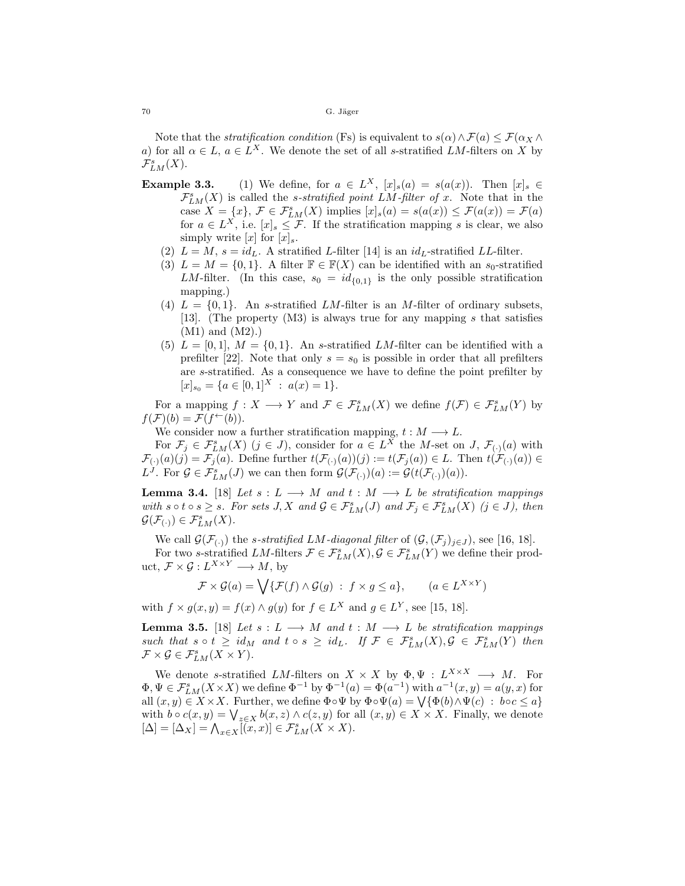Note that the *stratification condition* (Fs) is equivalent to $s(\alpha) \wedge \mathcal{F}(a) \leq \mathcal{F}(\alpha_X \wedge a)$ for all $\alpha \in L$, $a \in L^X$. We denote the set of all $s$-stratified $LM$-filters on $X$ by $\mathcal{F}^s_{LM}(X)$.

**Example 3.3.** (1) We define, for $a \in L^X$, $[x]_s(a) = s(a(x))$. Then $[x]_s \in \mathcal{F}^s_{LM}(X)$ is called the *s-stratified point LM-filter of x*. Note that in the case $X = \{x\}$, $\mathcal{F} \in \mathcal{F}^s_{LM}(X)$ implies $[x]_s(a) = s(a(x)) \leq \mathcal{F}(a(x)) = \mathcal{F}(a)$ for $a \in L^X$, i.e. $[x]_s \leq \mathcal{F}$. If the stratification mapping $s$ is clear, we also simply write $[x]$ for $[x]_s$.

(2) $L = M$, $s = id_L$. A stratified $L$-filter [14] is an $id_L$-stratified $LL$-filter.

(3) $L = M = \{0, 1\}$. A filter $\mathbb{F} \in \mathbb{F}(X)$ can be identified with an $s_0$-stratified $LM$-filter. (In this case, $s_0 = id_{\{0,1\}}$ is the only possible stratification mapping.)

(4) $L = \{0, 1\}$. An $s$-stratified $LM$-filter is an $M$-filter of ordinary subsets, [13]. (The property (M3) is always true for any mapping $s$ that satisfies (M1) and (M2).)

(5) $L = [0, 1]$, $M = \{0, 1\}$. An $s$-stratified $LM$-filter can be identified with a prefilter [22]. Note that only $s = s_0$ is possible in order that all prefilters are $s$-stratified. As a consequence we have to define the point prefilter by $[x]_{s_0} = \{a \in [0, 1]^X \,:\, a(x) = 1\}$.

For a mapping $f : X \longrightarrow Y$ and $\mathcal{F} \in \mathcal{F}^s_{LM}(X)$ we define $f(\mathcal{F}) \in \mathcal{F}^s_{LM}(Y)$ by $f(\mathcal{F})(b) = \mathcal{F}(f^{\leftarrow}(b))$.

We consider now a further stratification mapping, $t : M \longrightarrow L$.

For $\mathcal{F}_j \in \mathcal{F}^s_{LM}(X)$ $(j \in J)$, consider for $a \in L^X$ the $M$-set on $J$, $\mathcal{F}_{(\cdot)}(a)$ with $\mathcal{F}_{(\cdot)}(a)(j) = \mathcal{F}_j(a)$. Define further $t(\mathcal{F}_{(\cdot)}(a))(j) := t(\mathcal{F}_j(a)) \in L$. Then $t(\mathcal{F}_{(\cdot)}(a)) \in L^J$. For $\mathcal{G} \in \mathcal{F}^s_{LM}(J)$ we can then form $\mathcal{G}(\mathcal{F}_{(\cdot)})(a) := \mathcal{G}(t(\mathcal{F}_{(\cdot)})(a))$.

**Lemma 3.4.** [18] *Let $s : L \longrightarrow M$ and $t : M \longrightarrow L$ be stratification mappings with $s \circ t \circ s \geq s$. For sets $J, X$ and $\mathcal{G} \in \mathcal{F}^s_{LM}(J)$ and $\mathcal{F}_j \in \mathcal{F}^s_{LM}(X)$ $(j \in J)$, then $\mathcal{G}(\mathcal{F}_{(\cdot)}) \in \mathcal{F}^s_{LM}(X)$.*

We call $\mathcal{G}(\mathcal{F}_{(\cdot)})$ the *s-stratified LM-diagonal filter* of $(\mathcal{G}, (\mathcal{F}_j)_{j\in J})$, see [16, 18].

For two $s$-stratified $LM$-filters $\mathcal{F} \in \mathcal{F}^s_{LM}(X), \mathcal{G} \in \mathcal{F}^s_{LM}(Y)$ we define their product, $\mathcal{F} \times \mathcal{G} : L^{X\times Y} \longrightarrow M$, by

$$\mathcal{F} \times \mathcal{G}(a) = \bigvee \{\mathcal{F}(f) \wedge \mathcal{G}(g) \,:\, f \times g \leq a\}, \qquad (a \in L^{X\times Y})$$

with $f \times g(x, y) = f(x) \wedge g(y)$ for $f \in L^X$ and $g \in L^Y$, see [15, 18].

**Lemma 3.5.** [18] *Let $s : L \longrightarrow M$ and $t : M \longrightarrow L$ be stratification mappings such that $s \circ t \geq id_M$ and $t \circ s \geq id_L$. If $\mathcal{F} \in \mathcal{F}^s_{LM}(X), \mathcal{G} \in \mathcal{F}^s_{LM}(Y)$ then $\mathcal{F} \times \mathcal{G} \in \mathcal{F}^s_{LM}(X \times Y)$.*

We denote $s$-stratified $LM$-filters on $X \times X$ by $\Phi, \Psi : L^{X\times X} \longrightarrow M$. For $\Phi, \Psi \in \mathcal{F}^s_{LM}(X\times X)$ we define $\Phi^{-1}$ by $\Phi^{-1}(a) = \Phi(a^{-1})$ with $a^{-1}(x, y) = a(y, x)$ for all $(x, y) \in X\times X$. Further, we define $\Phi\circ\Psi$ by $\Phi\circ\Psi(a) = \bigvee\{\Phi(b)\wedge\Psi(c) \,:\, b\circ c \leq a\}$ with $b \circ c(x, y) = \bigvee_{z\in X} b(x, z) \wedge c(z, y)$ for all $(x, y) \in X \times X$. Finally, we denote $[\Delta] = [\Delta_X] = \bigwedge_{x\in X}[(x, x)] \in \mathcal{F}^s_{LM}(X \times X)$.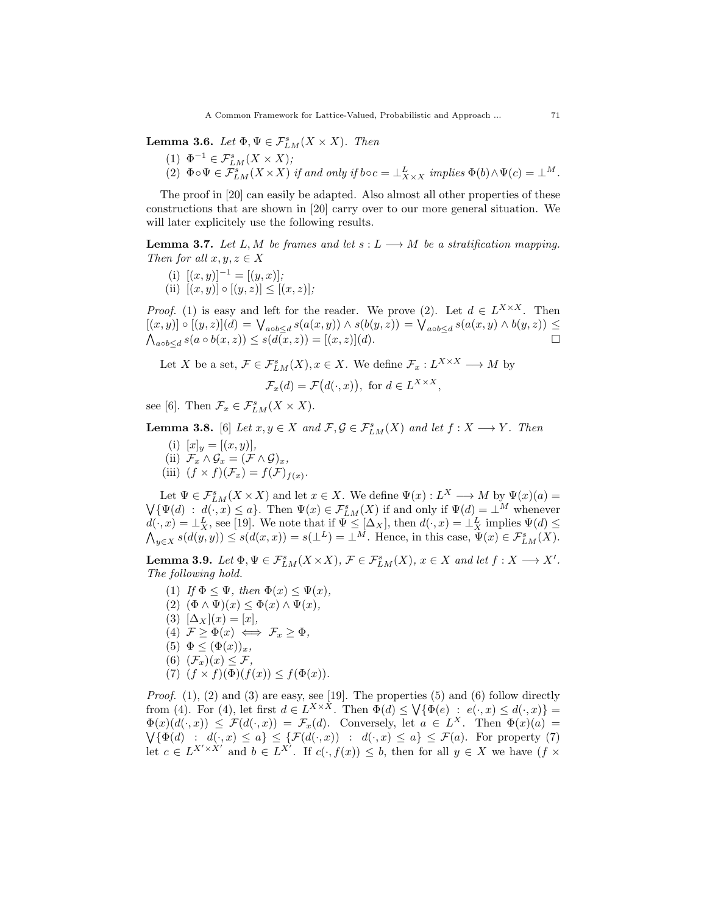**Lemma 3.6.** *Let $\Phi, \Psi \in \mathcal{F}^s_{LM}(X \times X)$. Then*

(1) $\Phi^{-1} \in \mathcal{F}^s_{LM}(X \times X)$;

(2) $\Phi \circ \Psi \in \mathcal{F}^s_{LM}(X \times X)$ *if and only if* $b \circ c = \bot^L_{X \times X}$ *implies* $\Phi(b) \wedge \Psi(c) = \bot^M$.

The proof in [20] can easily be adapted. Also almost all other properties of these constructions that are shown in [20] carry over to our more general situation. We will later explicitely use the following results.

**Lemma 3.7.** *Let $L, M$ be frames and let $s : L \longrightarrow M$ be a stratification mapping. Then for all $x, y, z \in X$*

(i) $[(x, y)]^{-1} = [(y, x)]$;

(ii) $[(x, y)] \circ [(y, z)] \leq [(x, z)]$;

*Proof.* (1) is easy and left for the reader. We prove (2). Let $d \in L^{X \times X}$. Then $[(x, y)] \circ [(y, z)](d) = \bigvee_{a \circ b \leq d} s(a(x, y)) \wedge s(b(y, z)) = \bigvee_{a \circ b \leq d} s(a(x, y) \wedge b(y, z)) \leq \bigwedge_{a \circ b \leq d} s(a \circ b(x, z)) \leq s(d(x, z)) = [(x, z)](d)$. $\square$

Let $X$ be a set, $\mathcal{F} \in \mathcal{F}^s_{LM}(X), x \in X$. We define $\mathcal{F}_x : L^{X \times X} \longrightarrow M$ by

$$\mathcal{F}_x(d) = \mathcal{F}\big(d(\cdot, x)\big), \text{ for } d \in L^{X \times X},$$

see [6]. Then $\mathcal{F}_x \in \mathcal{F}^s_{LM}(X \times X)$.

**Lemma 3.8.** [6] *Let $x, y \in X$ and $\mathcal{F}, \mathcal{G} \in \mathcal{F}^s_{LM}(X)$ and let $f : X \longrightarrow Y$. Then*

(i) $[x]_y = [(x, y)]$,

(ii) $\mathcal{F}_x \wedge \mathcal{G}_x = (\mathcal{F} \wedge \mathcal{G})_x$,

(iii) $(f \times f)(\mathcal{F}_x) = f(\mathcal{F})_{f(x)}$.

Let $\Psi \in \mathcal{F}^s_{LM}(X \times X)$ and let $x \in X$. We define $\Psi(x) : L^X \longrightarrow M$ by $\Psi(x)(a) = \bigvee\{\Psi(d) : d(\cdot, x) \leq a\}$. Then $\Psi(x) \in \mathcal{F}^s_{LM}(X)$ if and only if $\Psi(d) = \bot^M$ whenever $d(\cdot, x) = \bot^L_X$, see [19]. We note that if $\Psi \leq [\Delta_X]$, then $d(\cdot, x) = \bot^L_X$ implies $\Psi(d) \leq \bigwedge_{y \in X} s(d(y, y)) \leq s(d(x, x)) = s(\bot^L) = \bot^M$. Hence, in this case, $\Psi(x) \in \mathcal{F}^s_{LM}(X)$.

**Lemma 3.9.** *Let $\Phi, \Psi \in \mathcal{F}^s_{LM}(X \times X)$, $\mathcal{F} \in \mathcal{F}^s_{LM}(X)$, $x \in X$ and let $f : X \longrightarrow X'$. The following hold.*

(1) *If $\Phi \leq \Psi$, then $\Phi(x) \leq \Psi(x)$,*

(2) $(\Phi \wedge \Psi)(x) \leq \Phi(x) \wedge \Psi(x)$,

(3) $[\Delta_X](x) = [x]$,

(4) $\mathcal{F} \geq \Phi(x) \iff \mathcal{F}_x \geq \Phi$,

(5) $\Phi \leq (\Phi(x))_x$,

(6) $(\mathcal{F}_x)(x) \leq \mathcal{F}$,

(7) $(f \times f)(\Phi)(f(x)) \leq f(\Phi(x))$.

*Proof.* (1), (2) and (3) are easy, see [19]. The properties (5) and (6) follow directly from (4). For (4), let first $d \in L^{X \times X}$. Then $\Phi(d) \leq \bigvee\{\Phi(e) : e(\cdot, x) \leq d(\cdot, x)\} = \Phi(x)(d(\cdot, x)) \leq \mathcal{F}(d(\cdot, x)) = \mathcal{F}_x(d)$. Conversely, let $a \in L^X$. Then $\Phi(x)(a) = \bigvee\{\Phi(d) : d(\cdot, x) \leq a\} \leq \{\mathcal{F}(d(\cdot, x)) : d(\cdot, x) \leq a\} \leq \mathcal{F}(a)$. For property (7) let $c \in L^{X' \times X'}$ and $b \in L^{X'}$. If $c(\cdot, f(x)) \leq b$, then for all $y \in X$ we have $(f \times$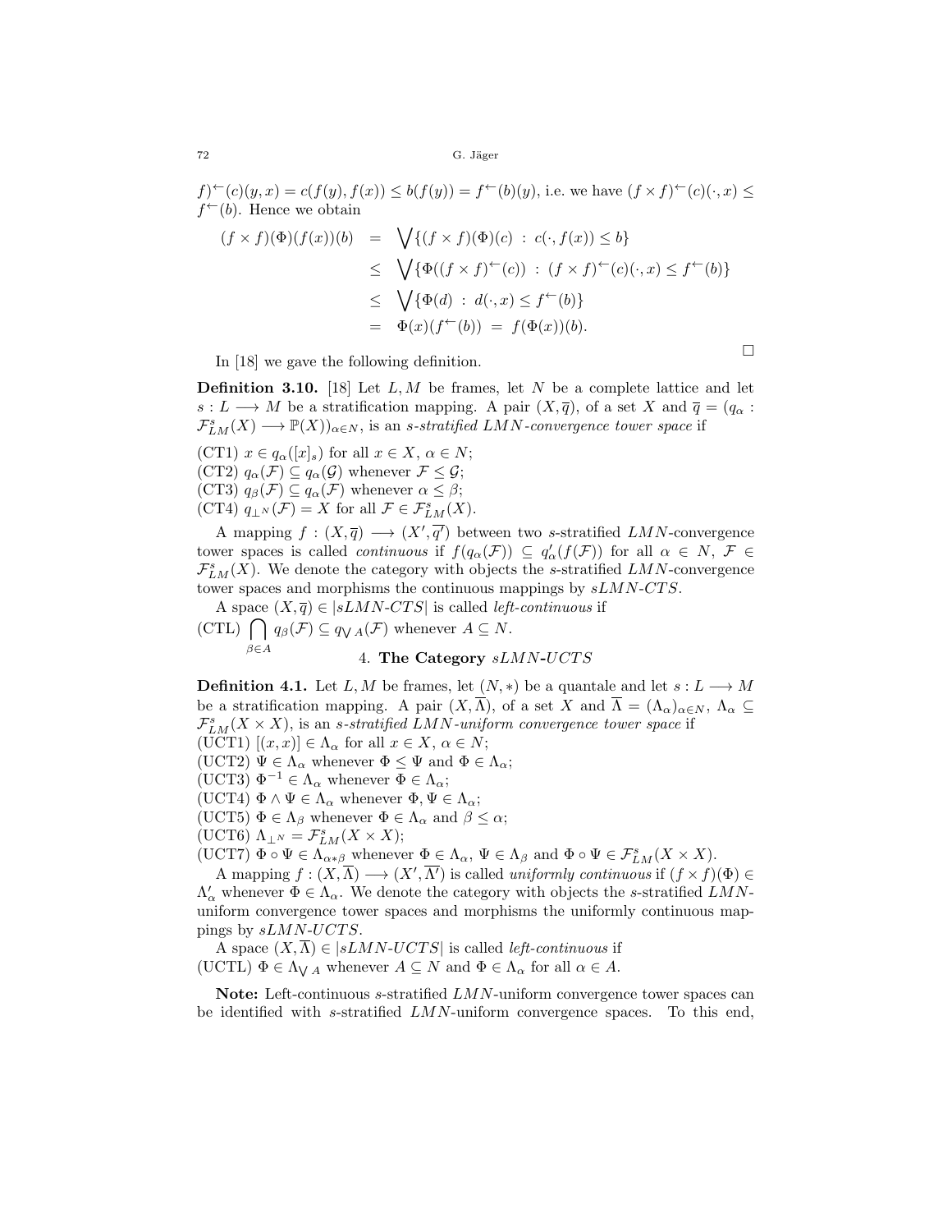$f)^{\leftarrow}(c)(y,x) = c(f(y), f(x)) \leq b(f(y)) = f^{\leftarrow}(b)(y)$, i.e. we have $(f\times f)^{\leftarrow}(c)(\cdot, x) \leq f^{\leftarrow}(b)$. Hence we obtain

$$
\begin{aligned}
(f\times f)(\Phi)(f(x))(b) &= \bigvee\{(f\times f)(\Phi)(c) \;:\; c(\cdot, f(x)) \leq b\} \\
&\leq \bigvee\{\Phi((f\times f)^{\leftarrow}(c)) \;:\; (f\times f)^{\leftarrow}(c)(\cdot,x) \leq f^{\leftarrow}(b)\} \\
&\leq \bigvee\{\Phi(d) \;:\; d(\cdot,x) \leq f^{\leftarrow}(b)\} \\
&= \Phi(x)(f^{\leftarrow}(b)) \;=\; f(\Phi(x))(b).
\end{aligned}
$$

□

In [18] we gave the following definition.

**Definition 3.10.** [18] Let $L, M$ be frames, let $N$ be a complete lattice and let $s : L \longrightarrow M$ be a stratification mapping. A pair $(X, \overline{q})$, of a set $X$ and $\overline{q} = (q_\alpha : \mathcal{F}^s_{LM}(X) \longrightarrow \mathbb{P}(X))_{\alpha\in N}$, is an *s-stratified $LMN$-convergence tower space* if

(CT1) $x \in q_\alpha([x]_s)$ for all $x \in X$, $\alpha \in N$;
(CT2) $q_\alpha(\mathcal{F}) \subseteq q_\alpha(\mathcal{G})$ whenever $\mathcal{F} \leq \mathcal{G}$;
(CT3) $q_\beta(\mathcal{F}) \subseteq q_\alpha(\mathcal{F})$ whenever $\alpha \leq \beta$;
(CT4) $q_{\perp^N}(\mathcal{F}) = X$ for all $\mathcal{F} \in \mathcal{F}^s_{LM}(X)$.

A mapping $f : (X, \overline{q}) \longrightarrow (X', \overline{q'})$ between two $s$-stratified $LMN$-convergence tower spaces is called *continuous* if $f(q_\alpha(\mathcal{F})) \subseteq q'_\alpha(f(\mathcal{F}))$ for all $\alpha \in N$, $\mathcal{F} \in \mathcal{F}^s_{LM}(X)$. We denote the category with objects the $s$-stratified $LMN$-convergence tower spaces and morphisms the continuous mappings by *sLMN-CTS*.

A space $(X, \overline{q}) \in |sLMN\text{-}CTS|$ is called *left-continuous* if

(CTL) $\displaystyle\bigcap_{\beta\in A} q_\beta(\mathcal{F}) \subseteq q_{\bigvee A}(\mathcal{F})$ whenever $A \subseteq N$.

## 4. The Category *sLMN-UCTS*

**Definition 4.1.** Let $L, M$ be frames, let $(N, *)$ be a quantale and let $s : L \longrightarrow M$ be a stratification mapping. A pair $(X, \overline{\Lambda})$, of a set $X$ and $\overline{\Lambda} = (\Lambda_\alpha)_{\alpha\in N}$, $\Lambda_\alpha \subseteq \mathcal{F}^s_{LM}(X\times X)$, is an *s-stratified $LMN$-uniform convergence tower space* if

(UCT1) $[(x,x)] \in \Lambda_\alpha$ for all $x \in X$, $\alpha \in N$;
(UCT2) $\Psi \in \Lambda_\alpha$ whenever $\Phi \leq \Psi$ and $\Phi \in \Lambda_\alpha$;
(UCT3) $\Phi^{-1} \in \Lambda_\alpha$ whenever $\Phi \in \Lambda_\alpha$;
(UCT4) $\Phi \wedge \Psi \in \Lambda_\alpha$ whenever $\Phi, \Psi \in \Lambda_\alpha$;
(UCT5) $\Phi \in \Lambda_\beta$ whenever $\Phi \in \Lambda_\alpha$ and $\beta \leq \alpha$;
(UCT6) $\Lambda_{\perp^N} = \mathcal{F}^s_{LM}(X\times X)$;
(UCT7) $\Phi \circ \Psi \in \Lambda_{\alpha*\beta}$ whenever $\Phi \in \Lambda_\alpha$, $\Psi \in \Lambda_\beta$ and $\Phi\circ\Psi \in \mathcal{F}^s_{LM}(X\times X)$.

A mapping $f : (X, \overline{\Lambda}) \longrightarrow (X', \overline{\Lambda'})$ is called *uniformly continuous* if $(f\times f)(\Phi) \in \Lambda'_\alpha$ whenever $\Phi \in \Lambda_\alpha$. We denote the category with objects the $s$-stratified $LMN$-uniform convergence tower spaces and morphisms the uniformly continuous mappings by *sLMN-UCTS*.

A space $(X, \overline{\Lambda}) \in |sLMN\text{-}UCTS|$ is called *left-continuous* if

(UCTL) $\Phi \in \Lambda_{\bigvee A}$ whenever $A \subseteq N$ and $\Phi \in \Lambda_\alpha$ for all $\alpha \in A$.

**Note:** Left-continuous $s$-stratified $LMN$-uniform convergence tower spaces can be identified with $s$-stratified $LMN$-uniform convergence spaces. To this end,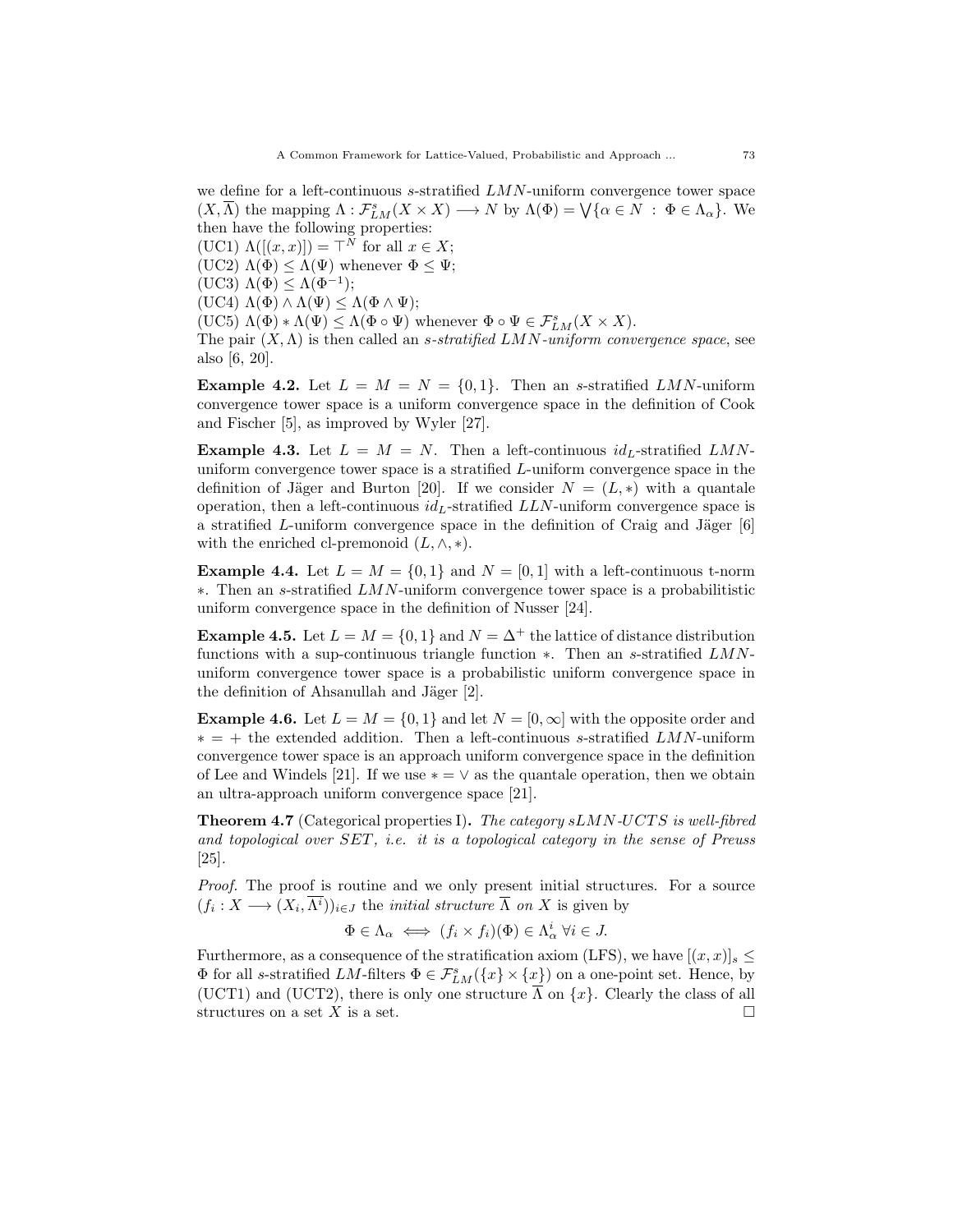we define for a left-continuous $s$-stratified $LMN$-uniform convergence tower space $(X, \overline{\Lambda})$ the mapping $\Lambda : \mathcal{F}^s_{LM}(X \times X) \longrightarrow N$ by $\Lambda(\Phi) = \bigvee\{\alpha \in N \ : \ \Phi \in \Lambda_\alpha\}$. We then have the following properties:

(UC1) $\Lambda([(x, x)]) = \top^N$ for all $x \in X$;
(UC2) $\Lambda(\Phi) \leq \Lambda(\Psi)$ whenever $\Phi \leq \Psi$;
(UC3) $\Lambda(\Phi) \leq \Lambda(\Phi^{-1})$;
(UC4) $\Lambda(\Phi) \wedge \Lambda(\Psi) \leq \Lambda(\Phi \wedge \Psi)$;
(UC5) $\Lambda(\Phi) * \Lambda(\Psi) \leq \Lambda(\Phi \circ \Psi)$ whenever $\Phi \circ \Psi \in \mathcal{F}^s_{LM}(X \times X)$.

The pair $(X, \Lambda)$ is then called an *$s$-stratified $LMN$-uniform convergence space*, see also [6, 20].

**Example 4.2.** Let $L = M = N = \{0, 1\}$. Then an $s$-stratified $LMN$-uniform convergence tower space is a uniform convergence space in the definition of Cook and Fischer [5], as improved by Wyler [27].

**Example 4.3.** Let $L = M = N$. Then a left-continuous $id_L$-stratified $LMN$-uniform convergence tower space is a stratified $L$-uniform convergence space in the definition of Jäger and Burton [20]. If we consider $N = (L, *)$ with a quantale operation, then a left-continuous $id_L$-stratified $LLN$-uniform convergence space is a stratified $L$-uniform convergence space in the definition of Craig and Jäger [6] with the enriched cl-premonoid $(L, \wedge, *)$.

**Example 4.4.** Let $L = M = \{0, 1\}$ and $N = [0, 1]$ with a left-continuous t-norm $*$. Then an $s$-stratified $LMN$-uniform convergence tower space is a probabilitistic uniform convergence space in the definition of Nusser [24].

**Example 4.5.** Let $L = M = \{0, 1\}$ and $N = \Delta^+$ the lattice of distance distribution functions with a sup-continuous triangle function $*$. Then an $s$-stratified $LMN$-uniform convergence tower space is a probabilistic uniform convergence space in the definition of Ahsanullah and Jäger [2].

**Example 4.6.** Let $L = M = \{0, 1\}$ and let $N = [0, \infty]$ with the opposite order and $* = +$ the extended addition. Then a left-continuous $s$-stratified $LMN$-uniform convergence tower space is an approach uniform convergence space in the definition of Lee and Windels [21]. If we use $* = \vee$ as the quantale operation, then we obtain an ultra-approach uniform convergence space [21].

**Theorem 4.7** (Categorical properties I)**.** *The category $sLMN$-$UCTS$ is well-fibred and topological over $SET$, i.e. it is a topological category in the sense of Preuss* [25].

*Proof.* The proof is routine and we only present initial structures. For a source $(f_i : X \longrightarrow (X_i, \overline{\Lambda^i}))_{i \in J}$ the *initial structure* $\overline{\Lambda}$ *on* $X$ is given by

$$\Phi \in \Lambda_\alpha \iff (f_i \times f_i)(\Phi) \in \Lambda^i_\alpha \ \forall i \in J.$$

Furthermore, as a consequence of the stratification axiom (LFS), we have $[(x, x)]_s \leq \Phi$ for all $s$-stratified $LM$-filters $\Phi \in \mathcal{F}^s_{LM}(\{x\} \times \{x\})$ on a one-point set. Hence, by (UCT1) and (UCT2), there is only one structure $\overline{\Lambda}$ on $\{x\}$. Clearly the class of all structures on a set $X$ is a set. $\square$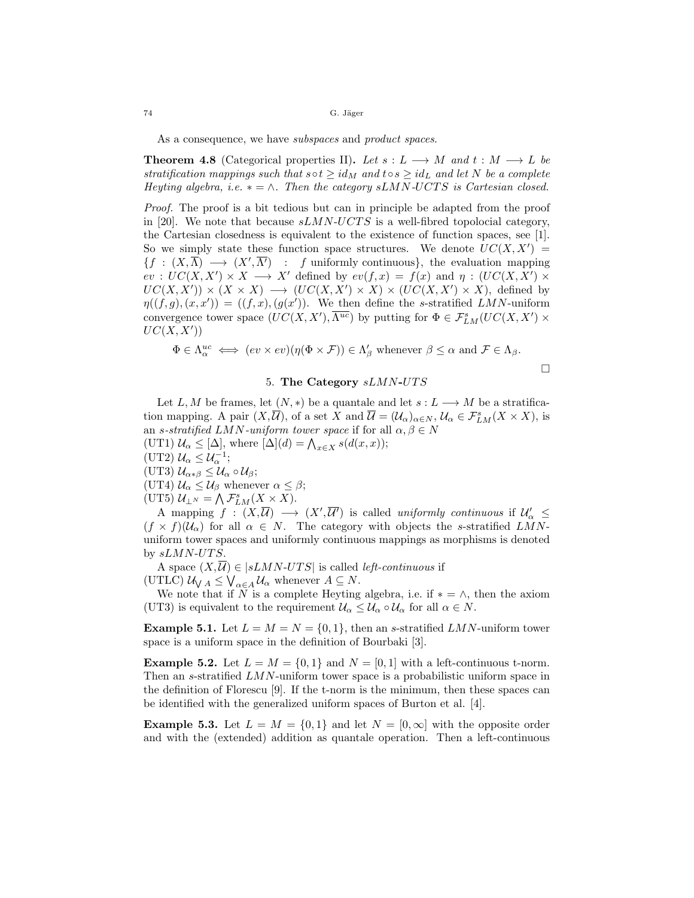As a consequence, we have *subspaces* and *product spaces*.

**Theorem 4.8** (Categorical properties II)**.** *Let $s : L \longrightarrow M$ and $t : M \longrightarrow L$ be stratification mappings such that $s \circ t \geq id_M$ and $t \circ s \geq id_L$ and let $N$ be a complete Heyting algebra, i.e. $* = \wedge$. Then the category sLMN-UCTS is Cartesian closed.*

*Proof.* The proof is a bit tedious but can in principle be adapted from the proof in [20]. We note that because $sLMN$-$UCTS$ is a well-fibred topolocial category, the Cartesian closedness is equivalent to the existence of function spaces, see [1]. So we simply state these function space structures. We denote $UC(X, X') = \{f : (X, \overline{\Lambda}) \longrightarrow (X', \overline{\Lambda'}) \ : \ f \text{ uniformly continuous}\}$, the evaluation mapping $ev : UC(X, X') \times X \longrightarrow X'$ defined by $ev(f, x) = f(x)$ and $\eta : (UC(X, X') \times UC(X, X')) \times (X \times X) \longrightarrow (UC(X, X') \times X) \times (UC(X, X') \times X)$, defined by $\eta((f, g), (x, x')) = ((f, x), (g(x'))$. We then define the $s$-stratified $LMN$-uniform convergence tower space $(UC(X, X'), \overline{\Lambda^{uc}})$ by putting for $\Phi \in \mathcal{F}^s_{LM}(UC(X, X') \times UC(X, X'))$

$$\Phi \in \Lambda^{uc}_\alpha \iff (ev \times ev)(\eta(\Phi \times \mathcal{F})) \in \Lambda'_\beta \text{ whenever } \beta \leq \alpha \text{ and } \mathcal{F} \in \Lambda_\beta.$$

□

## 5. The Category $sLMN$-$UTS$

Let $L, M$ be frames, let $(N, *)$ be a quantale and let $s : L \longrightarrow M$ be a stratification mapping. A pair $(X, \overline{\mathcal{U}})$, of a set $X$ and $\overline{\mathcal{U}} = (\mathcal{U}_\alpha)_{\alpha \in N}$, $\mathcal{U}_\alpha \in \mathcal{F}^s_{LM}(X \times X)$, is an *s-stratified LMN-uniform tower space* if for all $\alpha, \beta \in N$

(UT1) $\mathcal{U}_\alpha \leq [\Delta]$, where $[\Delta](d) = \bigwedge_{x \in X} s(d(x, x))$;
(UT2) $\mathcal{U}_\alpha \leq \mathcal{U}_\alpha^{-1}$;
(UT3) $\mathcal{U}_{\alpha * \beta} \leq \mathcal{U}_\alpha \circ \mathcal{U}_\beta$;
(UT4) $\mathcal{U}_\alpha \leq \mathcal{U}_\beta$ whenever $\alpha \leq \beta$;
(UT5) $\mathcal{U}_{\perp^N} = \bigwedge \mathcal{F}^s_{LM}(X \times X)$.

A mapping $f : (X, \overline{\mathcal{U}}) \longrightarrow (X', \overline{\mathcal{U}'})$ is called *uniformly continuous* if $\mathcal{U}'_\alpha \leq (f \times f)(\mathcal{U}_\alpha)$ for all $\alpha \in N$. The category with objects the $s$-stratified $LMN$-uniform tower spaces and uniformly continuous mappings as morphisms is denoted by $sLMN$-$UTS$.

A space $(X, \overline{\mathcal{U}}) \in |sLMN\text{-}UTS|$ is called *left-continuous* if
(UTLC) $\mathcal{U}_{\bigvee A} \leq \bigvee_{\alpha \in A} \mathcal{U}_\alpha$ whenever $A \subseteq N$.

We note that if $N$ is a complete Heyting algebra, i.e. if $* = \wedge$, then the axiom (UT3) is equivalent to the requirement $\mathcal{U}_\alpha \leq \mathcal{U}_\alpha \circ \mathcal{U}_\alpha$ for all $\alpha \in N$.

**Example 5.1.** Let $L = M = N = \{0, 1\}$, then an $s$-stratified $LMN$-uniform tower space is a uniform space in the definition of Bourbaki [3].

**Example 5.2.** Let $L = M = \{0, 1\}$ and $N = [0, 1]$ with a left-continuous t-norm. Then an $s$-stratified $LMN$-uniform tower space is a probabilistic uniform space in the definition of Florescu [9]. If the t-norm is the minimum, then these spaces can be identified with the generalized uniform spaces of Burton et al. [4].

**Example 5.3.** Let $L = M = \{0, 1\}$ and let $N = [0, \infty]$ with the opposite order and with the (extended) addition as quantale operation. Then a left-continuous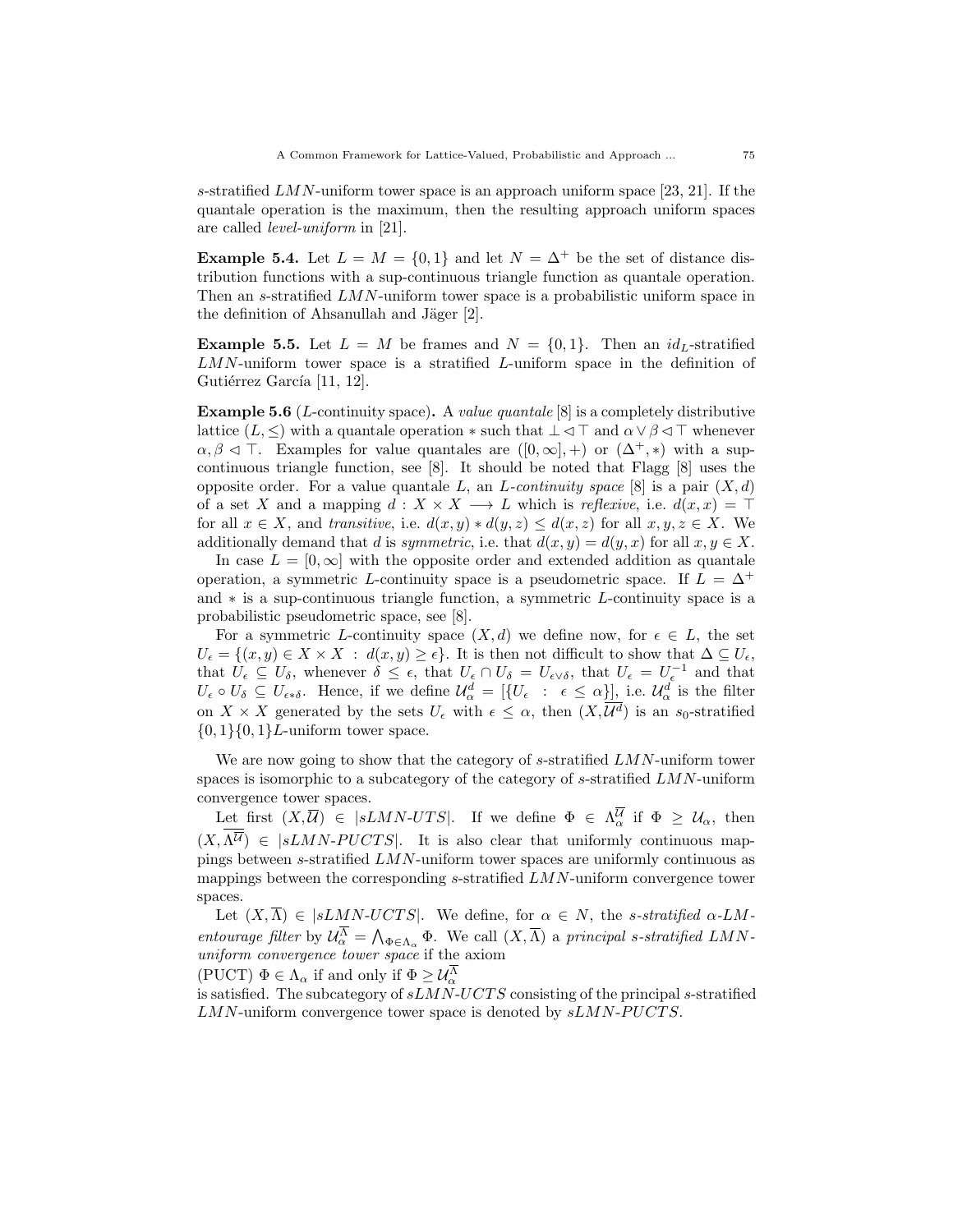$s$-stratified $LMN$-uniform tower space is an approach uniform space [23, 21]. If the quantale operation is the maximum, then the resulting approach uniform spaces are called *level-uniform* in [21].

**Example 5.4.** Let $L = M = \{0, 1\}$ and let $N = \Delta^+$ be the set of distance distribution functions with a sup-continuous triangle function as quantale operation. Then an $s$-stratified $LMN$-uniform tower space is a probabilistic uniform space in the definition of Ahsanullah and Jäger [2].

**Example 5.5.** Let $L = M$ be frames and $N = \{0, 1\}$. Then an $id_L$-stratified $LMN$-uniform tower space is a stratified $L$-uniform space in the definition of Gutiérrez García [11, 12].

**Example 5.6** ($L$-continuity space)**.** A *value quantale* [8] is a completely distributive lattice $(L, \leq)$ with a quantale operation $*$ such that $\bot \lhd \top$ and $\alpha \vee \beta \lhd \top$ whenever $\alpha, \beta \lhd \top$. Examples for value quantales are $([0, \infty], +)$ or $(\Delta^+, *)$ with a sup-continuous triangle function, see [8]. It should be noted that Flagg [8] uses the opposite order. For a value quantale $L$, an *$L$-continuity space* [8] is a pair $(X, d)$ of a set $X$ and a mapping $d : X \times X \longrightarrow L$ which is *reflexive*, i.e. $d(x, x) = \top$ for all $x \in X$, and *transitive*, i.e. $d(x, y) * d(y, z) \leq d(x, z)$ for all $x, y, z \in X$. We additionally demand that $d$ is *symmetric*, i.e. that $d(x, y) = d(y, x)$ for all $x, y \in X$.

In case $L = [0, \infty]$ with the opposite order and extended addition as quantale operation, a symmetric $L$-continuity space is a pseudometric space. If $L = \Delta^+$ and $*$ is a sup-continuous triangle function, a symmetric $L$-continuity space is a probabilistic pseudometric space, see [8].

For a symmetric $L$-continuity space $(X, d)$ we define now, for $\epsilon \in L$, the set $U_\epsilon = \{(x, y) \in X \times X \ : \ d(x, y) \geq \epsilon\}$. It is then not difficult to show that $\Delta \subseteq U_\epsilon$, that $U_\epsilon \subseteq U_\delta$, whenever $\delta \leq \epsilon$, that $U_\epsilon \cap U_\delta = U_{\epsilon \vee \delta}$, that $U_\epsilon = U_\epsilon^{-1}$ and that $U_\epsilon \circ U_\delta \subseteq U_{\epsilon * \delta}$. Hence, if we define $\mathcal{U}^d_\alpha = [\{U_\epsilon \ : \ \epsilon \leq \alpha\}]$, i.e. $\mathcal{U}^d_\alpha$ is the filter on $X \times X$ generated by the sets $U_\epsilon$ with $\epsilon \leq \alpha$, then $(X, \overline{\mathcal{U}^d})$ is an $s_0$-stratified $\{0, 1\}\{0, 1\}L$-uniform tower space.

We are now going to show that the category of $s$-stratified $LMN$-uniform tower spaces is isomorphic to a subcategory of the category of $s$-stratified $LMN$-uniform convergence tower spaces.

Let first $(X, \overline{\mathcal{U}}) \in |sLMN\text{-}UTS|$. If we define $\Phi \in \Lambda^{\overline{\mathcal{U}}}_\alpha$ if $\Phi \geq \mathcal{U}_\alpha$, then $(X, \overline{\Lambda^{\overline{\mathcal{U}}}}) \in |sLMN\text{-}PUCTS|$. It is also clear that uniformly continuous mappings between $s$-stratified $LMN$-uniform tower spaces are uniformly continuous as mappings between the corresponding $s$-stratified $LMN$-uniform convergence tower spaces.

Let $(X, \overline{\Lambda}) \in |sLMN\text{-}UCTS|$. We define, for $\alpha \in N$, the *$s$-stratified $\alpha$-$LM$-entourage filter* by $\mathcal{U}^{\overline{\Lambda}}_\alpha = \bigwedge_{\Phi \in \Lambda_\alpha} \Phi$. We call $(X, \overline{\Lambda})$ a *principal $s$-stratified $LMN$-uniform convergence tower space* if the axiom

(PUCT) $\Phi \in \Lambda_\alpha$ if and only if $\Phi \geq \mathcal{U}^{\overline{\Lambda}}_\alpha$

is satisfied. The subcategory of $sLMN\text{-}UCTS$ consisting of the principal $s$-stratified $LMN$-uniform convergence tower space is denoted by $sLMN\text{-}PUCTS$.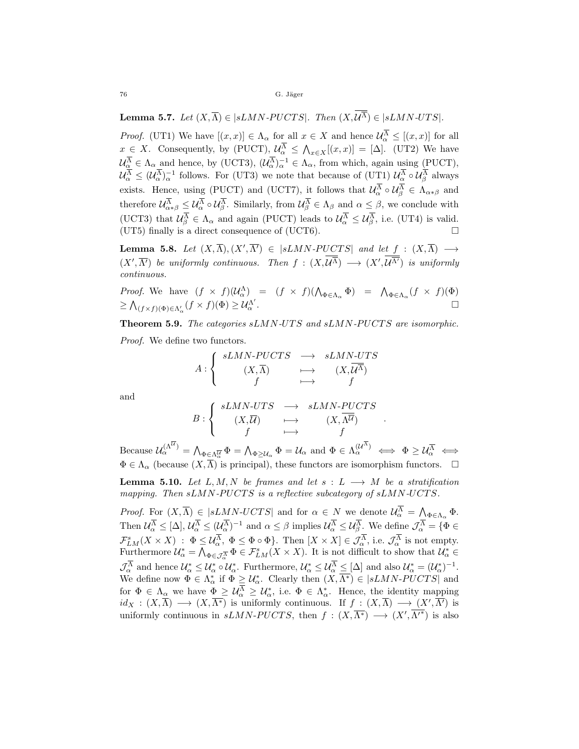**Lemma 5.7.** *Let $(X, \overline{\Lambda}) \in |sLMN\text{-}PUCTS|$. Then $(X, \overline{\mathcal{U}^{\overline{\Lambda}}}) \in |sLMN\text{-}UTS|$.*

*Proof.* (UT1) We have $[(x,x)] \in \Lambda_\alpha$ for all $x \in X$ and hence $\mathcal{U}_\alpha^{\overline{\Lambda}} \leq [(x,x)]$ for all $x \in X$. Consequently, by (PUCT), $\mathcal{U}_\alpha^{\overline{\Lambda}} \leq \bigwedge_{x \in X}[(x,x)] = [\Delta]$. (UT2) We have $\mathcal{U}_\alpha^{\overline{\Lambda}} \in \Lambda_\alpha$ and hence, by (UCT3), $(\mathcal{U}_\alpha^{\overline{\Lambda}})_\alpha^{-1} \in \Lambda_\alpha$, from which, again using (PUCT), $\mathcal{U}_\alpha^{\overline{\Lambda}} \leq (\mathcal{U}_\alpha^{\overline{\Lambda}})_\alpha^{-1}$ follows. For (UT3) we note that because of (UT1) $\mathcal{U}_\alpha^{\overline{\Lambda}} \circ \mathcal{U}_\beta^{\overline{\Lambda}}$ always exists. Hence, using (PUCT) and (UCT7), it follows that $\mathcal{U}_\alpha^{\overline{\Lambda}} \circ \mathcal{U}_\beta^{\overline{\Lambda}} \in \Lambda_{\alpha * \beta}$ and therefore $\mathcal{U}_{\alpha*\beta}^{\overline{\Lambda}} \leq \mathcal{U}_\alpha^{\overline{\Lambda}} \circ \mathcal{U}_\beta^{\overline{\Lambda}}$. Similarly, from $\mathcal{U}_\beta^{\overline{\Lambda}} \in \Lambda_\beta$ and $\alpha \leq \beta$, we conclude with (UCT3) that $\mathcal{U}_\beta^{\overline{\Lambda}} \in \Lambda_\alpha$ and again (PUCT) leads to $\mathcal{U}_\alpha^{\overline{\Lambda}} \leq \mathcal{U}_\beta^{\overline{\Lambda}}$, i.e. (UT4) is valid. (UT5) finally is a direct consequence of (UCT6). $\square$

**Lemma 5.8.** *Let $(X, \overline{\Lambda}), (X', \overline{\Lambda'}) \in |sLMN\text{-}PUCTS|$ and let $f : (X, \overline{\Lambda}) \longrightarrow (X', \overline{\Lambda'})$ be uniformly continuous. Then $f : (X, \overline{\mathcal{U}^{\overline{\Lambda}}}) \longrightarrow (X', \overline{\mathcal{U}^{\overline{\Lambda'}}})$ is uniformly continuous.*

*Proof.* We have $(f \times f)(\mathcal{U}_\alpha^\Lambda) = (f \times f)(\bigwedge_{\Phi \in \Lambda_\alpha} \Phi) = \bigwedge_{\Phi \in \Lambda_\alpha} (f \times f)(\Phi) \geq \bigwedge_{(f \times f)(\Phi) \in \Lambda'_\alpha} (f \times f)(\Phi) \geq \mathcal{U}_\alpha^{\Lambda'}$. $\square$

**Theorem 5.9.** *The categories sLMN-UTS and sLMN-PUCTS are isomorphic.*

*Proof.* We define two functors.

$$A : \begin{cases} sLMN\text{-}PUCTS & \longrightarrow & sLMN\text{-}UTS \\ (X, \overline{\Lambda}) & \longmapsto & (X, \overline{\mathcal{U}^{\overline{\Lambda}}}) \\ f & \longmapsto & f \end{cases}$$

and

$$B : \begin{cases} sLMN\text{-}UTS & \longrightarrow & sLMN\text{-}PUCTS \\ (X, \overline{\mathcal{U}}) & \longmapsto & (X, \overline{\Lambda^{\overline{\mathcal{U}}}}) \\ f & \longmapsto & f \end{cases}.$$

Because $\mathcal{U}_\alpha^{(\Lambda^{\overline{\mathcal{U}}})} = \bigwedge_{\Phi \in \Lambda_\alpha^{\overline{\mathcal{U}}}} \Phi = \bigwedge_{\Phi \geq \mathcal{U}_\alpha} \Phi = \mathcal{U}_\alpha$ and $\Phi \in \Lambda_\alpha^{(\mathcal{U}^{\overline{\Lambda}})} \iff \Phi \geq \mathcal{U}_\alpha^{\overline{\Lambda}} \iff \Phi \in \Lambda_\alpha$ (because $(X, \overline{\Lambda})$ is principal), these functors are isomorphism functors. $\square$

**Lemma 5.10.** *Let $L, M, N$ be frames and let $s : L \longrightarrow M$ be a stratification mapping. Then sLMN-PUCTS is a reflective subcategory of sLMN-UCTS.*

*Proof.* For $(X, \overline{\Lambda}) \in |sLMN\text{-}UCTS|$ and for $\alpha \in N$ we denote $\mathcal{U}_\alpha^{\overline{\Lambda}} = \bigwedge_{\Phi \in \Lambda_\alpha} \Phi$. Then $\mathcal{U}_\alpha^{\overline{\Lambda}} \leq [\Delta]$, $\mathcal{U}_\alpha^{\overline{\Lambda}} \leq (\mathcal{U}_\alpha^{\overline{\Lambda}})^{-1}$ and $\alpha \leq \beta$ implies $\mathcal{U}_\alpha^{\overline{\Lambda}} \leq \mathcal{U}_\beta^{\overline{\Lambda}}$. We define $\mathcal{J}_\alpha^{\overline{\Lambda}} = \{\Phi \in \mathcal{F}_{LM}^s(X \times X) \,:\, \Phi \leq \mathcal{U}_\alpha^{\overline{\Lambda}},\ \Phi \leq \Phi \circ \Phi\}$. Then $[X \times X] \in \mathcal{J}_\alpha^{\overline{\Lambda}}$, i.e. $\mathcal{J}_\alpha^{\overline{\Lambda}}$ is not empty. Furthermore $\mathcal{U}_\alpha^* = \bigwedge_{\Phi \in \mathcal{J}_\alpha^{\overline{\Lambda}}} \Phi \in \mathcal{F}_{LM}^s(X \times X)$. It is not difficult to show that $\mathcal{U}_\alpha^* \in \mathcal{J}_\alpha^{\overline{\Lambda}}$ and hence $\mathcal{U}_\alpha^* \leq \mathcal{U}_\alpha^* \circ \mathcal{U}_\alpha^*$. Furthermore, $\mathcal{U}_\alpha^* \leq \mathcal{U}_\alpha^{\overline{\Lambda}} \leq [\Delta]$ and also $\mathcal{U}_\alpha^* = (\mathcal{U}_\alpha^*)^{-1}$. We define now $\Phi \in \Lambda_\alpha^*$ if $\Phi \geq \mathcal{U}_\alpha^*$. Clearly then $(X, \overline{\Lambda^*}) \in |sLMN\text{-}PUCTS|$ and for $\Phi \in \Lambda_\alpha$ we have $\Phi \geq \mathcal{U}_\alpha^{\overline{\Lambda}} \geq \mathcal{U}_\alpha^*$, i.e. $\Phi \in \Lambda_\alpha^*$. Hence, the identity mapping $id_X : (X, \overline{\Lambda}) \longrightarrow (X, \overline{\Lambda^*})$ is uniformly continuous. If $f : (X, \overline{\Lambda}) \longrightarrow (X', \overline{\Lambda'})$ is uniformly continuous in *sLMN-PUCTS*, then $f : (X, \overline{\Lambda^*}) \longrightarrow (X', \overline{\Lambda'^*})$ is also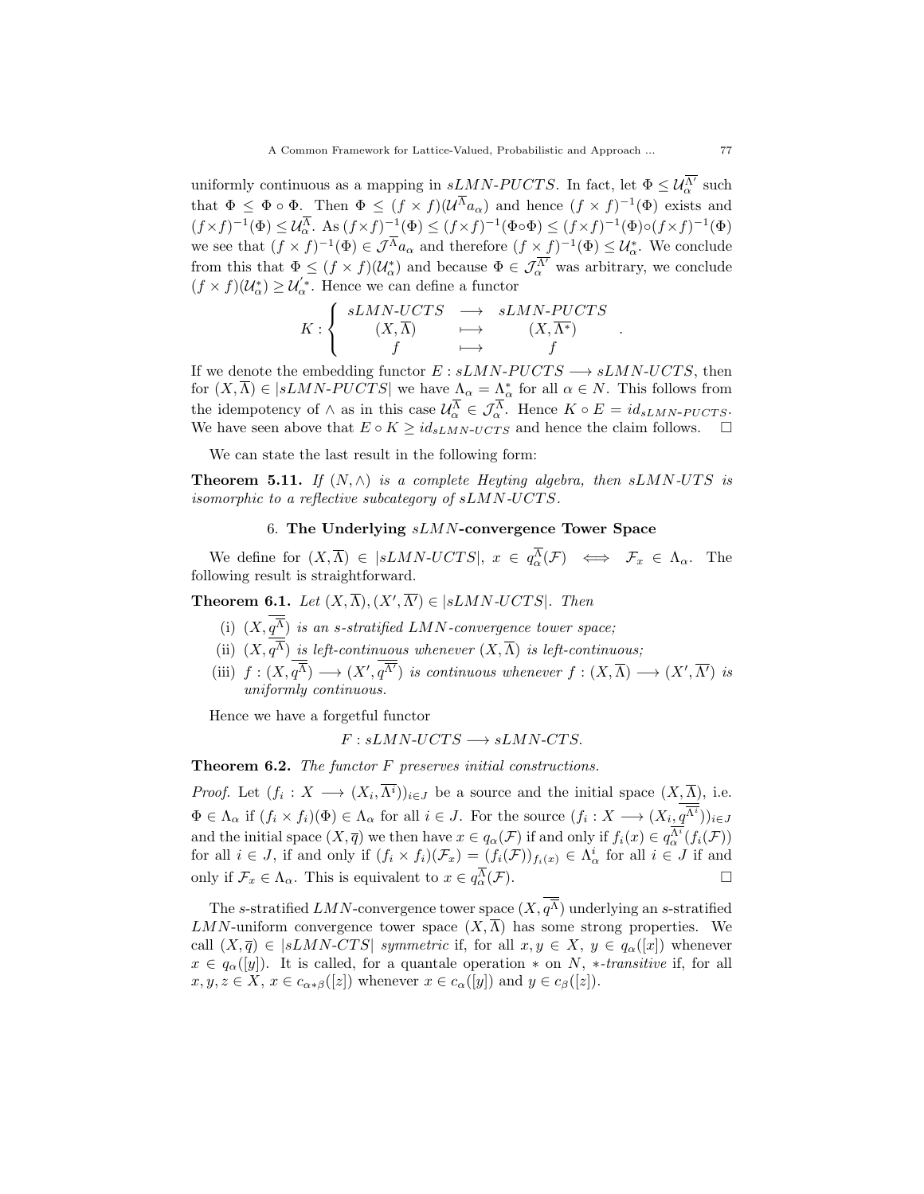uniformly continuous as a mapping in *sLMN-PUCTS*. In fact, let $\Phi \leq \mathcal{U}_\alpha^{\overline{\Lambda'}}$ such that $\Phi \leq \Phi \circ \Phi$. Then $\Phi \leq (f \times f)(\mathcal{U}^{\overline{\Lambda}} a_\alpha)$ and hence $(f \times f)^{-1}(\Phi)$ exists and $(f \times f)^{-1}(\Phi) \leq \mathcal{U}_\alpha^{\overline{\Lambda}}$. As $(f \times f)^{-1}(\Phi) \leq (f \times f)^{-1}(\Phi \circ \Phi) \leq (f \times f)^{-1}(\Phi) \circ (f \times f)^{-1}(\Phi)$ we see that $(f \times f)^{-1}(\Phi) \in \mathcal{J}^{\overline{\Lambda}} a_\alpha$ and therefore $(f \times f)^{-1}(\Phi) \leq \mathcal{U}_\alpha^*$. We conclude from this that $\Phi \leq (f \times f)(\mathcal{U}_\alpha^*)$ and because $\Phi \in \mathcal{J}_\alpha^{\overline{\Lambda'}}$ was arbitrary, we conclude $(f \times f)(\mathcal{U}_\alpha^*) \geq \mathcal{U}_\alpha'^*$. Hence we can define a functor

$$K : \begin{cases} sLMN\text{-}UCTS & \longrightarrow & sLMN\text{-}PUCTS \\ (X, \overline{\Lambda}) & \longmapsto & (X, \overline{\Lambda^*}) \\ f & \longmapsto & f \end{cases}.$$

If we denote the embedding functor $E : sLMN\text{-}PUCTS \longrightarrow sLMN\text{-}UCTS$, then for $(X, \overline{\Lambda}) \in |sLMN\text{-}PUCTS|$ we have $\Lambda_\alpha = \Lambda_\alpha^*$ for all $\alpha \in N$. This follows from the idempotency of $\wedge$ as in this case $\mathcal{U}_\alpha^{\overline{\Lambda}} \in \mathcal{J}_\alpha^{\overline{\Lambda}}$. Hence $K \circ E = id_{sLMN\text{-}PUCTS}$. We have seen above that $E \circ K \geq id_{sLMN\text{-}UCTS}$ and hence the claim follows. $\square$

We can state the last result in the following form:

**Theorem 5.11.** *If $(N, \wedge)$ is a complete Heyting algebra, then sLMN-UTS is isomorphic to a reflective subcategory of sLMN-UCTS.*

## 6. The Underlying $sLMN$-convergence Tower Space

We define for $(X, \overline{\Lambda}) \in |sLMN\text{-}UCTS|$, $x \in q_\alpha^{\overline{\Lambda}}(\mathcal{F}) \iff \mathcal{F}_x \in \Lambda_\alpha$. The following result is straightforward.

**Theorem 6.1.** *Let $(X, \overline{\Lambda}), (X', \overline{\Lambda'}) \in |sLMN\text{-}UCTS|$. Then*

(i) *$(X, \overline{q^{\overline{\Lambda}}})$ is an s-stratified LMN-convergence tower space;*

(ii) *$(X, \overline{q^{\overline{\Lambda}}})$ is left-continuous whenever $(X, \overline{\Lambda})$ is left-continuous;*

(iii) *$f : (X, \overline{q^{\overline{\Lambda}}}) \longrightarrow (X', \overline{q^{\overline{\Lambda'}}})$ is continuous whenever $f : (X, \overline{\Lambda}) \longrightarrow (X', \overline{\Lambda'})$ is uniformly continuous.*

Hence we have a forgetful functor

$$F : sLMN\text{-}UCTS \longrightarrow sLMN\text{-}CTS.$$

**Theorem 6.2.** *The functor $F$ preserves initial constructions.*

*Proof.* Let $(f_i : X \longrightarrow (X_i, \overline{\Lambda^i}))_{i \in J}$ be a source and the initial space $(X, \overline{\Lambda})$, i.e. $\Phi \in \Lambda_\alpha$ if $(f_i \times f_i)(\Phi) \in \Lambda_\alpha$ for all $i \in J$. For the source $(f_i : X \longrightarrow (X_i, \overline{q^{\overline{\Lambda^i}}}))_{i \in J}$ and the initial space $(X, \overline{q})$ we then have $x \in q_\alpha(\mathcal{F})$ if and only if $f_i(x) \in q_\alpha^{\overline{\Lambda^i}}(f_i(\mathcal{F}))$ for all $i \in J$, if and only if $(f_i \times f_i)(\mathcal{F}_x) = (f_i(\mathcal{F}))_{f_i(x)} \in \Lambda_\alpha^i$ for all $i \in J$ if and only if $\mathcal{F}_x \in \Lambda_\alpha$. This is equivalent to $x \in q_\alpha^{\overline{\Lambda}}(\mathcal{F})$. $\square$

The $s$-stratified $LMN$-convergence tower space $(X, \overline{q^{\overline{\Lambda}}})$ underlying an $s$-stratified $LMN$-uniform convergence tower space $(X, \overline{\Lambda})$ has some strong properties. We call $(X, \overline{q}) \in |sLMN\text{-}CTS|$ *symmetric* if, for all $x, y \in X$, $y \in q_\alpha([x])$ whenever $x \in q_\alpha([y])$. It is called, for a quantale operation $*$ on $N$, *$*$-transitive* if, for all $x, y, z \in X$, $x \in c_{\alpha * \beta}([z])$ whenever $x \in c_\alpha([y])$ and $y \in c_\beta([z])$.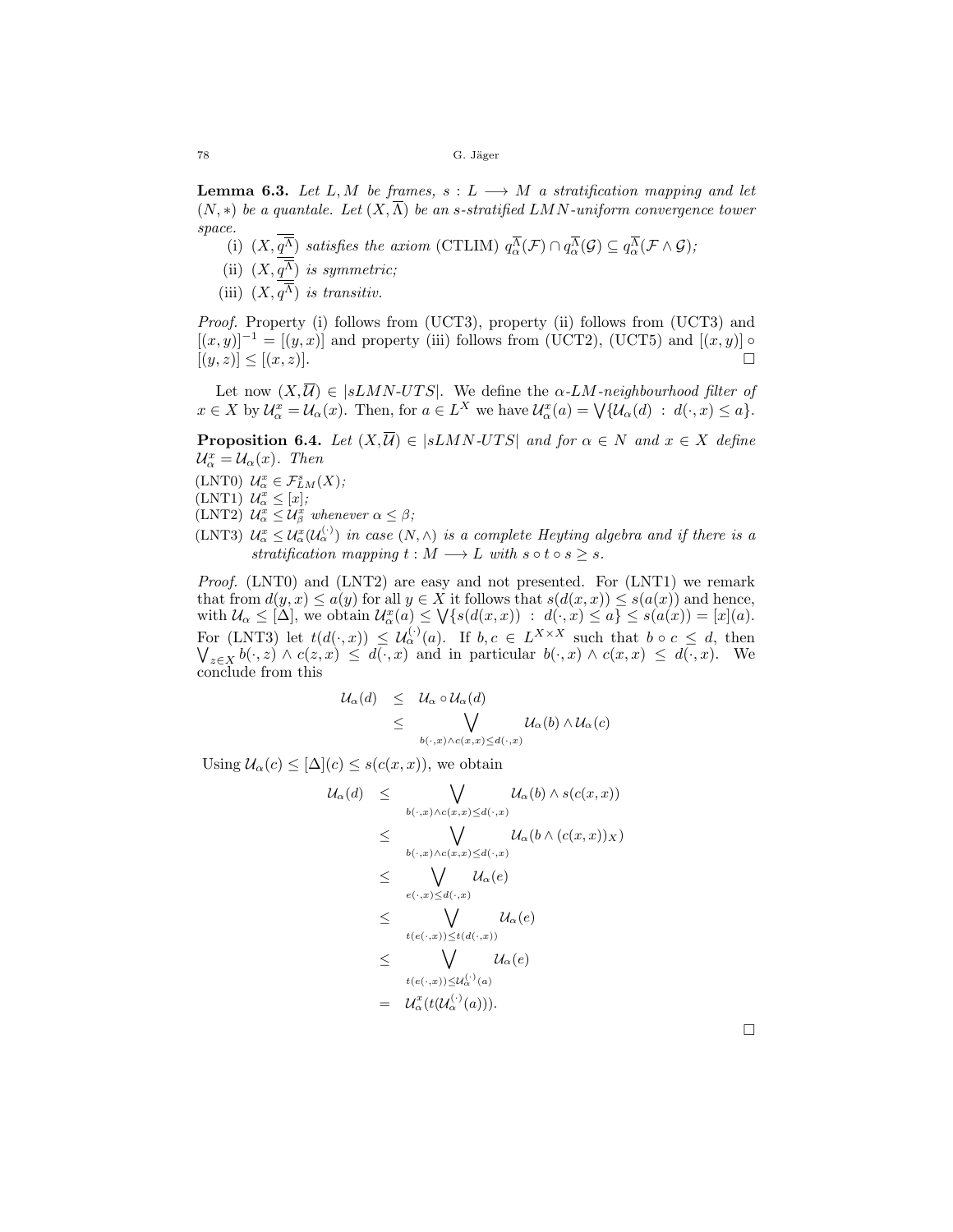**Lemma 6.3.** *Let $L, M$ be frames, $s : L \longrightarrow M$ a stratification mapping and let $(N, *)$ be a quantale. Let $(X, \overline{\Lambda})$ be an s-stratified LMN-uniform convergence tower space.*

(i) *$(X, \overline{q^{\overline{\Lambda}}})$ satisfies the axiom* (CTLIM) $q^{\overline{\Lambda}}_\alpha(\mathcal{F}) \cap q^{\overline{\Lambda}}_\alpha(\mathcal{G}) \subseteq q^{\overline{\Lambda}}_\alpha(\mathcal{F} \wedge \mathcal{G})$*;*

(ii) *$(X, \overline{q^{\overline{\Lambda}}})$ is symmetric;*

(iii) *$(X, \overline{q^{\overline{\Lambda}}})$ is transitiv.*

*Proof.* Property (i) follows from (UCT3), property (ii) follows from (UCT3) and $[(x, y)]^{-1} = [(y, x)]$ and property (iii) follows from (UCT2), (UCT5) and $[(x, y)] \circ [(y, z)] \leq [(x, z)]$. □

Let now $(X, \overline{\mathcal{U}}) \in |sLMN\text{-}UTS|$. We define the *$\alpha$-LM-neighbourhood filter of $x \in X$* by $\mathcal{U}^x_\alpha = \mathcal{U}_\alpha(x)$. Then, for $a \in L^X$ we have $\mathcal{U}^x_\alpha(a) = \bigvee\{\mathcal{U}_\alpha(d) \ : \ d(\cdot, x) \leq a\}$.

**Proposition 6.4.** *Let $(X, \overline{\mathcal{U}}) \in |sLMN\text{-}UTS|$ and for $\alpha \in N$ and $x \in X$ define $\mathcal{U}^x_\alpha = \mathcal{U}_\alpha(x)$. Then*

(LNT0) $\mathcal{U}^x_\alpha \in \mathcal{F}^s_{LM}(X)$*;*

(LNT1) $\mathcal{U}^x_\alpha \leq [x]$*;*

(LNT2) $\mathcal{U}^x_\alpha \leq \mathcal{U}^x_\beta$ *whenever $\alpha \leq \beta$;*

(LNT3) $\mathcal{U}^x_\alpha \leq \mathcal{U}^x_\alpha(\mathcal{U}^{(\cdot)}_\alpha)$ *in case $(N, \wedge)$ is a complete Heyting algebra and if there is a stratification mapping $t : M \longrightarrow L$ with $s \circ t \circ s \geq s$.*

*Proof.* (LNT0) and (LNT2) are easy and not presented. For (LNT1) we remark that from $d(y, x) \leq a(y)$ for all $y \in X$ it follows that $s(d(x, x)) \leq s(a(x))$ and hence, with $\mathcal{U}_\alpha \leq [\Delta]$, we obtain $\mathcal{U}^x_\alpha(a) \leq \bigvee\{s(d(x, x)) \ : \ d(\cdot, x) \leq a\} \leq s(a(x)) = [x](a)$. For (LNT3) let $t(d(\cdot, x)) \leq \mathcal{U}^{(\cdot)}_\alpha(a)$. If $b, c \in L^{X \times X}$ such that $b \circ c \leq d$, then $\bigvee_{z \in X} b(\cdot, z) \wedge c(z, x) \leq d(\cdot, x)$ and in particular $b(\cdot, x) \wedge c(x, x) \leq d(\cdot, x)$. We conclude from this

$$
\begin{aligned}
\mathcal{U}_\alpha(d) &\leq \mathcal{U}_\alpha \circ \mathcal{U}_\alpha(d) \\
&\leq \bigvee_{b(\cdot, x) \wedge c(x, x) \leq d(\cdot, x)} \mathcal{U}_\alpha(b) \wedge \mathcal{U}_\alpha(c)
\end{aligned}
$$

Using $\mathcal{U}_\alpha(c) \leq [\Delta](c) \leq s(c(x, x))$, we obtain

$$
\begin{aligned}
\mathcal{U}_\alpha(d) &\leq \bigvee_{b(\cdot, x) \wedge c(x, x) \leq d(\cdot, x)} \mathcal{U}_\alpha(b) \wedge s(c(x, x)) \\
&\leq \bigvee_{b(\cdot, x) \wedge c(x, x) \leq d(\cdot, x)} \mathcal{U}_\alpha(b \wedge (c(x, x))_X) \\
&\leq \bigvee_{e(\cdot, x) \leq d(\cdot, x)} \mathcal{U}_\alpha(e) \\
&\leq \bigvee_{t(e(\cdot, x)) \leq t(d(\cdot, x))} \mathcal{U}_\alpha(e) \\
&\leq \bigvee_{t(e(\cdot, x)) \leq \mathcal{U}^{(\cdot)}_\alpha(a)} \mathcal{U}_\alpha(e) \\
&= \mathcal{U}^x_\alpha(t(\mathcal{U}^{(\cdot)}_\alpha(a))).
\end{aligned}
$$

□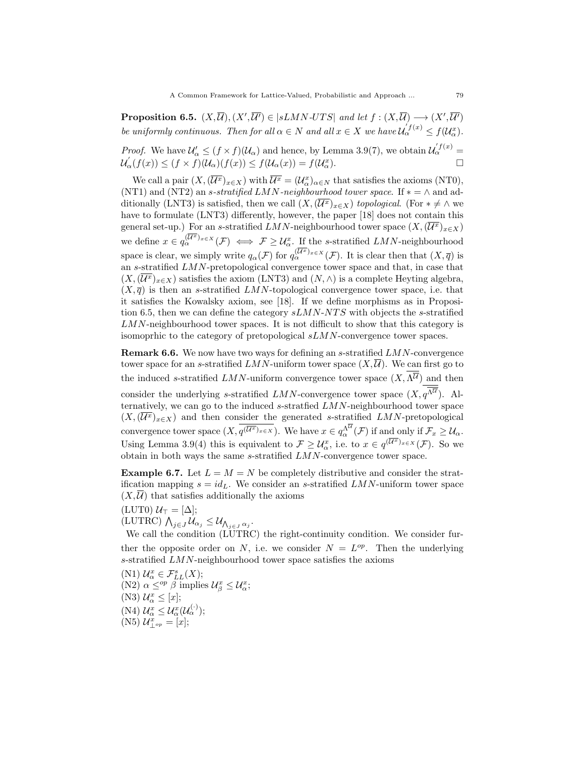**Proposition 6.5.** *$(X,\overline{\mathcal{U}}), (X',\overline{\mathcal{U}'}) \in |sLMN\text{-}UTS|$ and let $f : (X,\overline{\mathcal{U}}) \longrightarrow (X',\overline{\mathcal{U}'})$ be uniformly continuous. Then for all $\alpha \in N$ and all $x \in X$ we have $\mathcal{U}_\alpha^{'f(x)} \leq f(\mathcal{U}_\alpha^x)$.*

*Proof.* We have $\mathcal{U}'_\alpha \leq (f \times f)(\mathcal{U}_\alpha)$ and hence, by Lemma 3.9(7), we obtain $\mathcal{U}_\alpha^{'f(x)} = \mathcal{U}_\alpha^{'}(f(x)) \leq (f \times f)(\mathcal{U}_\alpha)(f(x)) \leq f(\mathcal{U}_\alpha(x)) = f(\mathcal{U}_\alpha^x)$. $\square$

We call a pair $(X, (\overline{\mathcal{U}^x})_{x\in X})$ with $\overline{\mathcal{U}^x} = (\mathcal{U}_\alpha^x)_{\alpha \in N}$ that satisfies the axioms (NT0), (NT1) and (NT2) an *s-stratified LMN-neighbourhood tower space*. If $* = \wedge$ and additionally (LNT3) is satisfied, then we call $(X, (\overline{\mathcal{U}^x})_{x\in X})$ *topological*. (For $* \neq \wedge$ we have to formulate (LNT3) differently, however, the paper [18] does not contain this general set-up.) For an $s$-stratified $LMN$-neighbourhood tower space $(X, (\overline{\mathcal{U}^x})_{x\in X})$ we define $x \in q_\alpha^{(\overline{\mathcal{U}^x})_{x\in X}}(\mathcal{F}) \iff \mathcal{F} \geq \mathcal{U}_\alpha^x$. If the $s$-stratified $LMN$-neighbourhood space is clear, we simply write $q_\alpha(\mathcal{F})$ for $q_\alpha^{(\overline{\mathcal{U}^x})_{x\in X}}(\mathcal{F})$. It is clear then that $(X, \overline{q})$ is an $s$-stratified $LMN$-pretopological convergence tower space and that, in case that $(X, (\overline{\mathcal{U}^x})_{x\in X})$ satisfies the axiom (LNT3) and $(N, \wedge)$ is a complete Heyting algebra, $(X, \overline{q})$ is then an $s$-stratified $LMN$-topological convergence tower space, i.e. that it satisfies the Kowalsky axiom, see [18]. If we define morphisms as in Proposition 6.5, then we can define the category $sLMN\text{-}NTS$ with objects the $s$-stratified $LMN$-neighbourhood tower spaces. It is not difficult to show that this category is isomoprhic to the category of pretopological $sLMN$-convergence tower spaces.

**Remark 6.6.** We now have two ways for defining an $s$-stratified $LMN$-convergence tower space for an $s$-stratified $LMN$-uniform tower space $(X, \overline{\mathcal{U}})$. We can first go to the induced $s$-stratified $LMN$-uniform convergence tower space $(X, \overline{\Lambda^{\overline{\mathcal{U}}}})$ and then consider the underlying $s$-stratified $LMN$-convergence tower space $(X, \overline{q^{\Lambda^{\overline{\mathcal{U}}}}})$. Alternatively, we can go to the induced $s$-stratfied $LMN$-neighbourhood tower space $(X, (\overline{\mathcal{U}^x})_{x\in X})$ and then consider the generated $s$-stratified $LMN$-pretopological convergence tower space $(X, \overline{q^{(\overline{\mathcal{U}^x})_{x\in X}}})$. We have $x \in q_\alpha^{\Lambda^{\overline{\mathcal{U}}}}(\mathcal{F})$ if and only if $\mathcal{F}_x \geq \mathcal{U}_\alpha$. Using Lemma 3.9(4) this is equivalent to $\mathcal{F} \geq \mathcal{U}_\alpha^x$, i.e. to $x \in q^{(\overline{\mathcal{U}^x})_{x\in X}}(\mathcal{F})$. So we obtain in both ways the same $s$-stratified $LMN$-convergence tower space.

**Example 6.7.** Let $L = M = N$ be completely distributive and consider the stratification mapping $s = id_L$. We consider an $s$-stratified $LMN$-uniform tower space $(X, \overline{\mathcal{U}})$ that satisfies additionally the axioms

(LUT0) $\mathcal{U}_\top = [\Delta]$;
(LUTRC) $\bigwedge_{j\in J} \mathcal{U}_{\alpha_j} \leq \mathcal{U}_{\bigwedge_{j\in J} \alpha_j}$.

We call the condition (LUTRC) the right-continuity condition. We consider further the opposite order on $N$, i.e. we consider $N = L^{op}$. Then the underlying $s$-stratified $LMN$-neighbourhood tower space satisfies the axioms

(N1) $\mathcal{U}_\alpha^x \in \mathcal{F}_{LL}^s(X)$;
(N2) $\alpha \leq^{op} \beta$ implies $\mathcal{U}_\beta^x \leq \mathcal{U}_\alpha^x$;
(N3) $\mathcal{U}_\alpha^x \leq [x]$;
(N4) $\mathcal{U}_\alpha^x \leq \mathcal{U}_\alpha^x(\mathcal{U}_\alpha^{(\cdot)})$;
(N5) $\mathcal{U}_{\perp^{op}}^x = [x]$;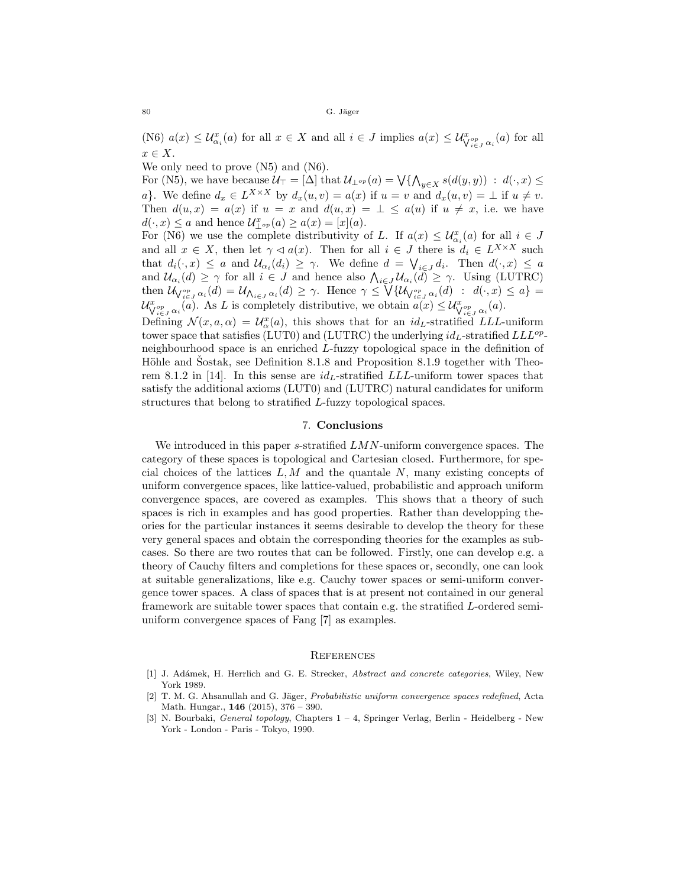(N6) $a(x) \leq \mathcal{U}^x_{\alpha_i}(a)$ for all $x \in X$ and all $i \in J$ implies $a(x) \leq \mathcal{U}^x_{\bigvee^{op}_{i\in J}\alpha_i}(a)$ for all $x \in X$.

We only need to prove (N5) and (N6).

For (N5), we have because $\mathcal{U}_\top = [\Delta]$ that $\mathcal{U}_{\perp^{op}}(a) = \bigvee\{\bigwedge_{y\in X} s(d(y,y)) \;:\; d(\cdot,x) \leq a\}$. We define $d_x \in L^{X\times X}$ by $d_x(u,v) = a(x)$ if $u = v$ and $d_x(u,v) = \perp$ if $u \neq v$. Then $d(u,x) = a(x)$ if $u = x$ and $d(u,x) = \perp \leq a(u)$ if $u \neq x$, i.e. we have $d(\cdot,x) \leq a$ and hence $\mathcal{U}^x_{\perp^{op}}(a) \geq a(x) = [x](a)$.

For (N6) we use the complete distributivity of $L$. If $a(x) \leq \mathcal{U}^x_{\alpha_i}(a)$ for all $i \in J$ and all $x \in X$, then let $\gamma \lhd a(x)$. Then for all $i \in J$ there is $d_i \in L^{X\times X}$ such that $d_i(\cdot,x) \leq a$ and $\mathcal{U}_{\alpha_i}(d_i) \geq \gamma$. We define $d = \bigvee_{i\in J} d_i$. Then $d(\cdot,x) \leq a$ and $\mathcal{U}_{\alpha_i}(d) \geq \gamma$ for all $i \in J$ and hence also $\bigwedge_{i\in J}\mathcal{U}_{\alpha_i}(d) \geq \gamma$. Using (LUTRC) then $\mathcal{U}_{\bigvee^{op}_{i\in J}\alpha_i}(d) = \mathcal{U}_{\bigwedge_{i\in J}\alpha_i}(d) \geq \gamma$. Hence $\gamma \leq \bigvee\{\mathcal{U}_{\bigvee^{op}_{i\in J}\alpha_i}(d) \;:\; d(\cdot,x) \leq a\} = \mathcal{U}^x_{\bigvee^{op}_{i\in J}\alpha_i}(a)$. As $L$ is completely distributive, we obtain $a(x) \leq \mathcal{U}^x_{\bigvee^{op}_{i\in J}\alpha_i}(a)$.

Defining $\mathcal{N}(x,a,\alpha) = \mathcal{U}^x_\alpha(a)$, this shows that for an $id_L$-stratified $LLL$-uniform tower space that satisfies (LUT0) and (LUTRC) the underlying $id_L$-stratified $LLL^{op}$-neighbourhood space is an enriched $L$-fuzzy topological space in the definition of Höhle and Šostak, see Definition 8.1.8 and Proposition 8.1.9 together with Theorem 8.1.2 in [14]. In this sense are $id_L$-stratified $LLL$-uniform tower spaces that satisfy the additional axioms (LUT0) and (LUTRC) natural candidates for uniform structures that belong to stratified $L$-fuzzy topological spaces.

## 7. Conclusions

We introduced in this paper $s$-stratified $LMN$-uniform convergence spaces. The category of these spaces is topological and Cartesian closed. Furthermore, for special choices of the lattices $L, M$ and the quantale $N$, many existing concepts of uniform convergence spaces, like lattice-valued, probabilistic and approach uniform convergence spaces, are covered as examples. This shows that a theory of such spaces is rich in examples and has good properties. Rather than developping theories for the particular instances it seems desirable to develop the theory for these very general spaces and obtain the corresponding theories for the examples as subcases. So there are two routes that can be followed. Firstly, one can develop e.g. a theory of Cauchy filters and completions for these spaces or, secondly, one can look at suitable generalizations, like e.g. Cauchy tower spaces or semi-uniform convergence tower spaces. A class of spaces that is at present not contained in our general framework are suitable tower spaces that contain e.g. the stratified $L$-ordered semi-uniform convergence spaces of Fang [7] as examples.

## References

[1] J. Adámek, H. Herrlich and G. E. Strecker, *Abstract and concrete categories*, Wiley, New York 1989.

[2] T. M. G. Ahsanullah and G. Jäger, *Probabilistic uniform convergence spaces redefined*, Acta Math. Hungar., **146** (2015), 376 – 390.

[3] N. Bourbaki, *General topology*, Chapters 1 – 4, Springer Verlag, Berlin - Heidelberg - New York - London - Paris - Tokyo, 1990.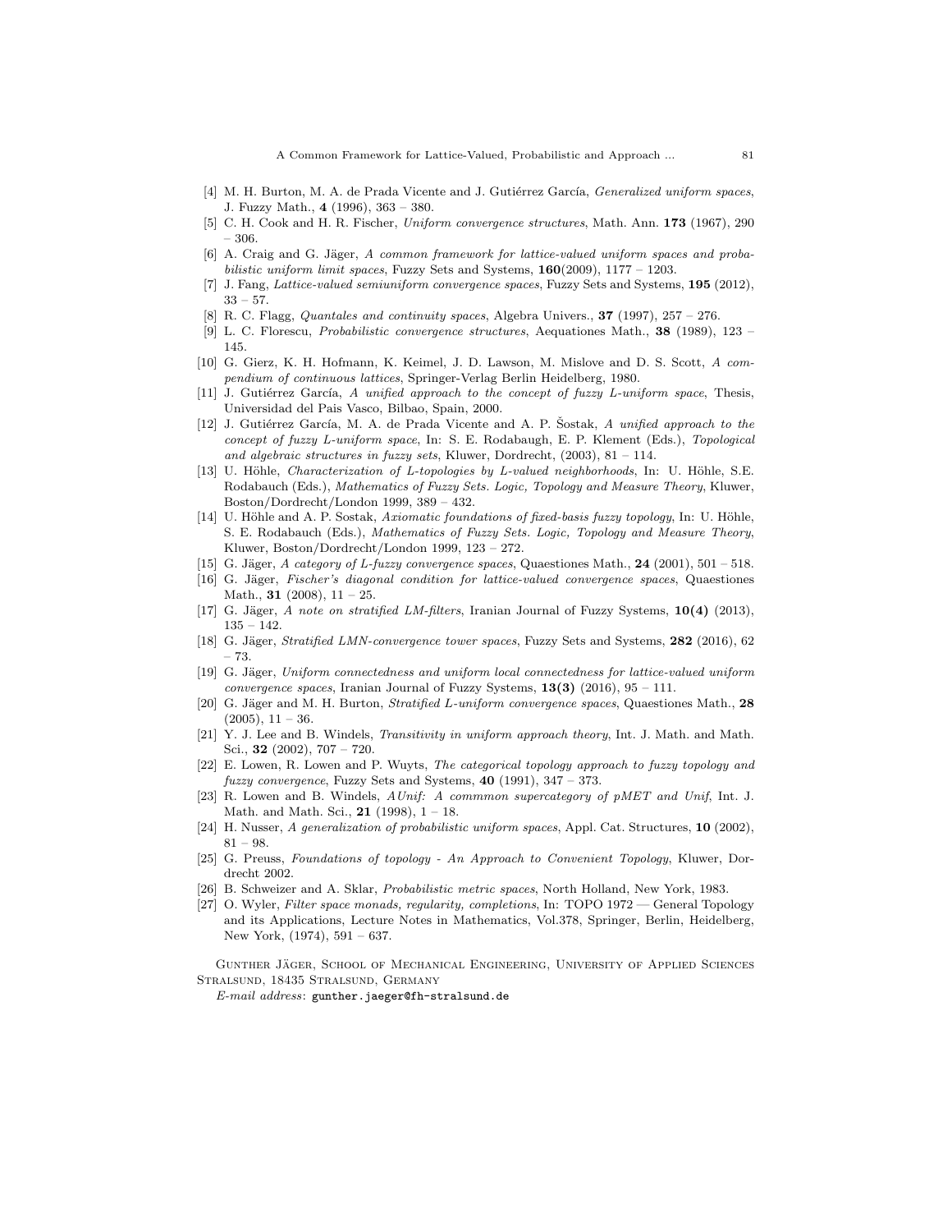[4] M. H. Burton, M. A. de Prada Vicente and J. Gutiérrez García, *Generalized uniform spaces*, J. Fuzzy Math., **4** (1996), 363 – 380.

[5] C. H. Cook and H. R. Fischer, *Uniform convergence structures*, Math. Ann. **173** (1967), 290 – 306.

[6] A. Craig and G. Jäger, *A common framework for lattice-valued uniform spaces and probabilistic uniform limit spaces*, Fuzzy Sets and Systems, **160**(2009), 1177 – 1203.

[7] J. Fang, *Lattice-valued semiuniform convergence spaces*, Fuzzy Sets and Systems, **195** (2012), 33 – 57.

[8] R. C. Flagg, *Quantales and continuity spaces*, Algebra Univers., **37** (1997), 257 – 276.

[9] L. C. Florescu, *Probabilistic convergence structures*, Aequationes Math., **38** (1989), 123 – 145.

[10] G. Gierz, K. H. Hofmann, K. Keimel, J. D. Lawson, M. Mislove and D. S. Scott, *A compendium of continuous lattices*, Springer-Verlag Berlin Heidelberg, 1980.

[11] J. Gutiérrez García, *A unified approach to the concept of fuzzy L-uniform space*, Thesis, Universidad del Pais Vasco, Bilbao, Spain, 2000.

[12] J. Gutiérrez García, M. A. de Prada Vicente and A. P. Šostak, *A unified approach to the concept of fuzzy L-uniform space*, In: S. E. Rodabaugh, E. P. Klement (Eds.), *Topological and algebraic structures in fuzzy sets*, Kluwer, Dordrecht, (2003), 81 – 114.

[13] U. Höhle, *Characterization of L-topologies by L-valued neighborhoods*, In: U. Höhle, S.E. Rodabauch (Eds.), *Mathematics of Fuzzy Sets. Logic, Topology and Measure Theory*, Kluwer, Boston/Dordrecht/London 1999, 389 – 432.

[14] U. Höhle and A. P. Sostak, *Axiomatic foundations of fixed-basis fuzzy topology*, In: U. Höhle, S. E. Rodabauch (Eds.), *Mathematics of Fuzzy Sets. Logic, Topology and Measure Theory*, Kluwer, Boston/Dordrecht/London 1999, 123 – 272.

[15] G. Jäger, *A category of L-fuzzy convergence spaces*, Quaestiones Math., **24** (2001), 501 – 518.

[16] G. Jäger, *Fischer's diagonal condition for lattice-valued convergence spaces*, Quaestiones Math., **31** (2008), 11 – 25.

[17] G. Jäger, *A note on stratified LM-filters*, Iranian Journal of Fuzzy Systems, **10(4)** (2013), 135 – 142.

[18] G. Jäger, *Stratified LMN-convergence tower spaces*, Fuzzy Sets and Systems, **282** (2016), 62 – 73.

[19] G. Jäger, *Uniform connectedness and uniform local connectedness for lattice-valued uniform convergence spaces*, Iranian Journal of Fuzzy Systems, **13(3)** (2016), 95 – 111.

[20] G. Jäger and M. H. Burton, *Stratified L-uniform convergence spaces*, Quaestiones Math., **28** (2005), 11 – 36.

[21] Y. J. Lee and B. Windels, *Transitivity in uniform approach theory*, Int. J. Math. and Math. Sci., **32** (2002), 707 – 720.

[22] E. Lowen, R. Lowen and P. Wuyts, *The categorical topology approach to fuzzy topology and fuzzy convergence*, Fuzzy Sets and Systems, **40** (1991), 347 – 373.

[23] R. Lowen and B. Windels, *AUnif: A commmon supercategory of pMET and Unif*, Int. J. Math. and Math. Sci., **21** (1998), 1 – 18.

[24] H. Nusser, *A generalization of probabilistic uniform spaces*, Appl. Cat. Structures, **10** (2002), 81 – 98.

[25] G. Preuss, *Foundations of topology - An Approach to Convenient Topology*, Kluwer, Dordrecht 2002.

[26] B. Schweizer and A. Sklar, *Probabilistic metric spaces*, North Holland, New York, 1983.

[27] O. Wyler, *Filter space monads, regularity, completions*, In: TOPO 1972 — General Topology and its Applications, Lecture Notes in Mathematics, Vol.378, Springer, Berlin, Heidelberg, New York, (1974), 591 – 637.

Gunther Jäger, School of Mechanical Engineering, University of Applied Sciences Stralsund, 18435 Stralsund, Germany

*E-mail address*: gunther.jaeger@fh-stralsund.de